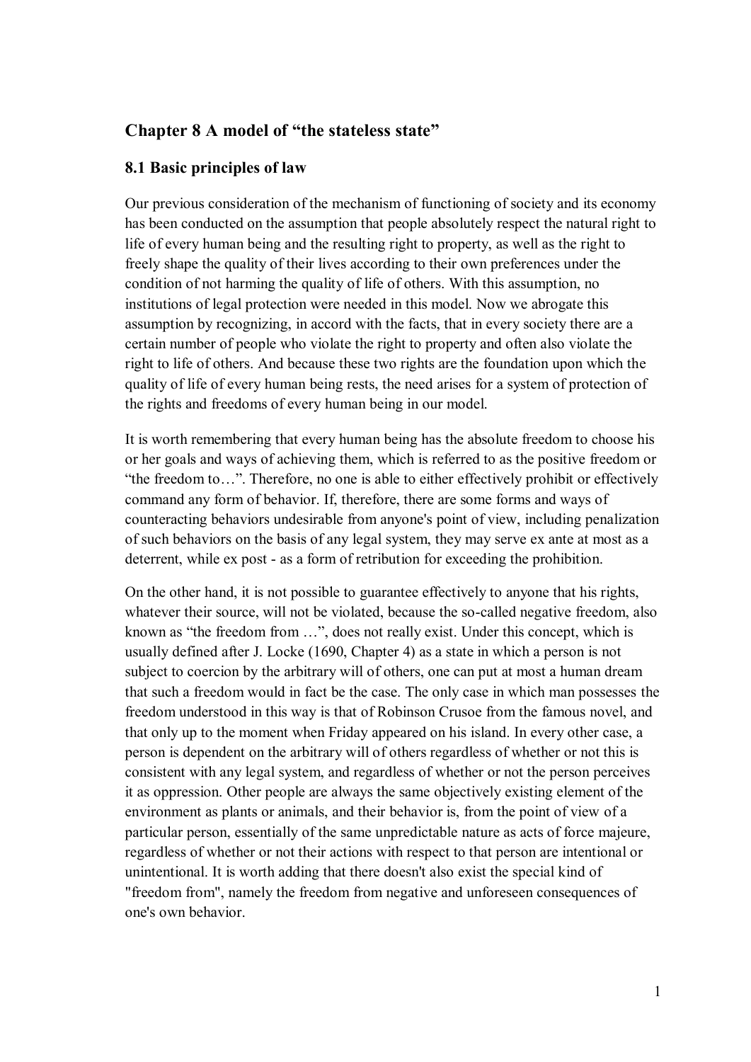## Chapter 8 A model of "the stateless state"

### 8.1 Basic principles of law

Our previous consideration of the mechanism of functioning of society and its economy has been conducted on the assumption that people absolutely respect the natural right to life of every human being and the resulting right to property, as well as the right to freely shape the quality of their lives according to their own preferences under the condition of not harming the quality of life of others. With this assumption, no institutions of legal protection were needed in this model. Now we abrogate this assumption by recognizing, in accord with the facts, that in every society there are a certain number of people who violate the right to property and often also violate the right to life of others. And because these two rights are the foundation upon which the quality of life of every human being rests, the need arises for a system of protection of the rights and freedoms of every human being in our model.

It is worth remembering that every human being has the absolute freedom to choose his or her goals and ways of achieving them, which is referred to as the positive freedom or "the freedom to…". Therefore, no one is able to either effectively prohibit or effectively command any form of behavior. If, therefore, there are some forms and ways of counteracting behaviors undesirable from anyone's point of view, including penalization of such behaviors on the basis of any legal system, they may serve ex ante at most as a deterrent, while ex post - as a form of retribution for exceeding the prohibition.

On the other hand, it is not possible to guarantee effectively to anyone that his rights, whatever their source, will not be violated, because the so-called negative freedom, also known as "the freedom from …", does not really exist. Under this concept, which is usually defined after J. Locke (1690, Chapter 4) as a state in which a person is not subject to coercion by the arbitrary will of others, one can put at most a human dream that such a freedom would in fact be the case. The only case in which man possesses the freedom understood in this way is that of Robinson Crusoe from the famous novel, and that only up to the moment when Friday appeared on his island. In every other case, a person is dependent on the arbitrary will of others regardless of whether or not this is consistent with any legal system, and regardless of whether or not the person perceives it as oppression. Other people are always the same objectively existing element of the environment as plants or animals, and their behavior is, from the point of view of a particular person, essentially of the same unpredictable nature as acts of force majeure, regardless of whether or not their actions with respect to that person are intentional or unintentional. It is worth adding that there doesn't also exist the special kind of "freedom from", namely the freedom from negative and unforeseen consequences of one's own behavior.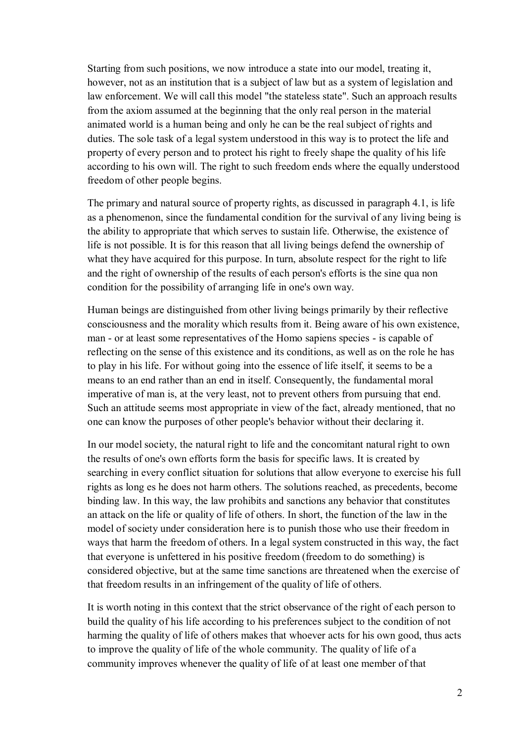Starting from such positions, we now introduce a state into our model, treating it, however, not as an institution that is a subject of law but as a system of legislation and law enforcement. We will call this model "the stateless state". Such an approach results from the axiom assumed at the beginning that the only real person in the material animated world is a human being and only he can be the real subject of rights and duties. The sole task of a legal system understood in this way is to protect the life and property of every person and to protect his right to freely shape the quality of his life according to his own will. The right to such freedom ends where the equally understood freedom of other people begins.

The primary and natural source of property rights, as discussed in paragraph 4.1, is life as a phenomenon, since the fundamental condition for the survival of any living being is the ability to appropriate that which serves to sustain life. Otherwise, the existence of life is not possible. It is for this reason that all living beings defend the ownership of what they have acquired for this purpose. In turn, absolute respect for the right to life and the right of ownership of the results of each person's efforts is the sine qua non condition for the possibility of arranging life in one's own way.

Human beings are distinguished from other living beings primarily by their reflective consciousness and the morality which results from it. Being aware of his own existence, man - or at least some representatives of the Homo sapiens species - is capable of reflecting on the sense of this existence and its conditions, as well as on the role he has to play in his life. For without going into the essence of life itself, it seems to be a means to an end rather than an end in itself. Consequently, the fundamental moral imperative of man is, at the very least, not to prevent others from pursuing that end. Such an attitude seems most appropriate in view of the fact, already mentioned, that no one can know the purposes of other people's behavior without their declaring it.

In our model society, the natural right to life and the concomitant natural right to own the results of one's own efforts form the basis for specific laws. It is created by searching in every conflict situation for solutions that allow everyone to exercise his full rights as long es he does not harm others. The solutions reached, as precedents, become binding law. In this way, the law prohibits and sanctions any behavior that constitutes an attack on the life or quality of life of others. In short, the function of the law in the model of society under consideration here is to punish those who use their freedom in ways that harm the freedom of others. In a legal system constructed in this way, the fact that everyone is unfettered in his positive freedom (freedom to do something) is considered objective, but at the same time sanctions are threatened when the exercise of that freedom results in an infringement of the quality of life of others.

It is worth noting in this context that the strict observance of the right of each person to build the quality of his life according to his preferences subject to the condition of not harming the quality of life of others makes that whoever acts for his own good, thus acts to improve the quality of life of the whole community. The quality of life of a community improves whenever the quality of life of at least one member of that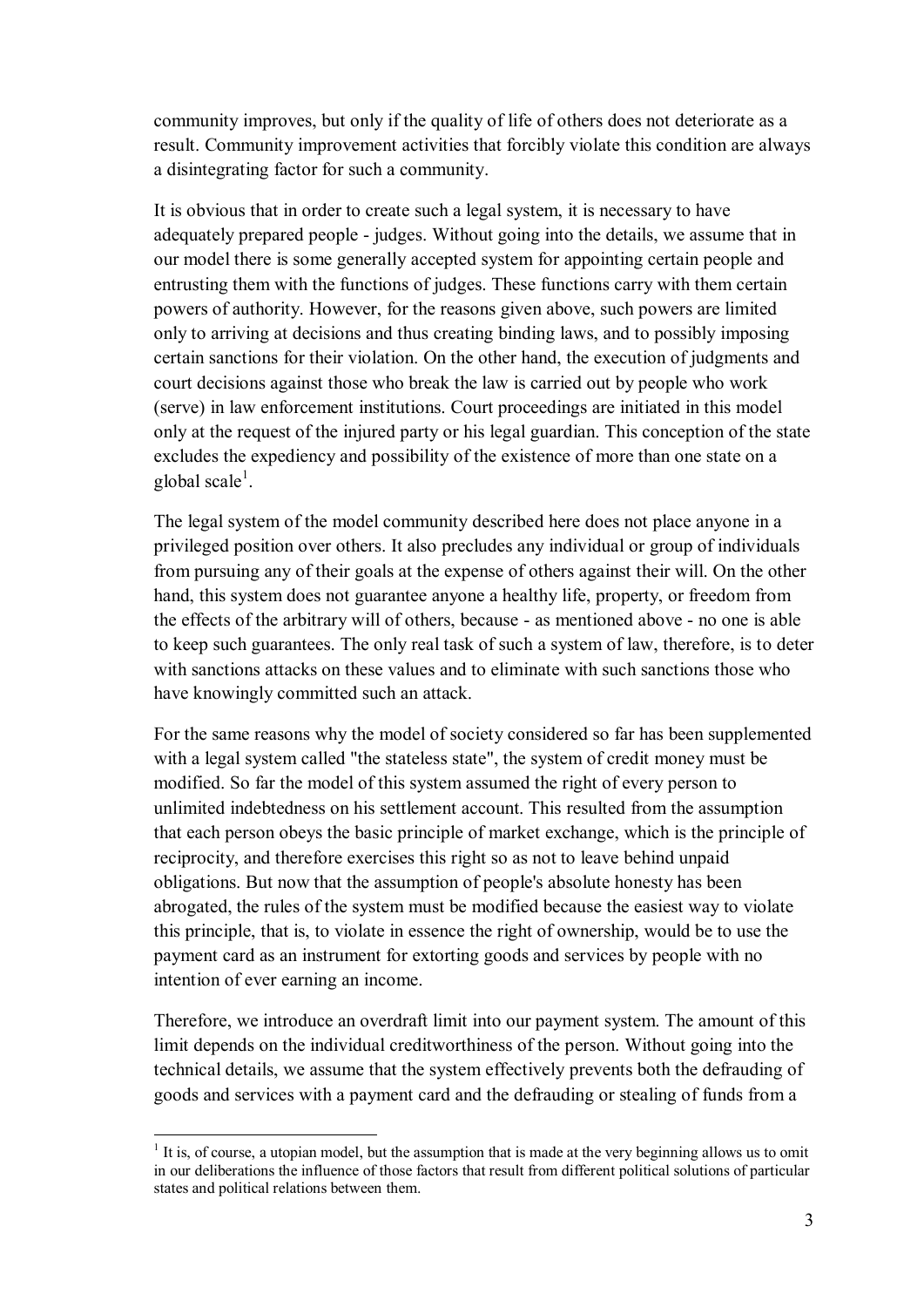community improves, but only if the quality of life of others does not deteriorate as a result. Community improvement activities that forcibly violate this condition are always a disintegrating factor for such a community.

It is obvious that in order to create such a legal system, it is necessary to have adequately prepared people - judges. Without going into the details, we assume that in our model there is some generally accepted system for appointing certain people and entrusting them with the functions of judges. These functions carry with them certain powers of authority. However, for the reasons given above, such powers are limited only to arriving at decisions and thus creating binding laws, and to possibly imposing certain sanctions for their violation. On the other hand, the execution of judgments and court decisions against those who break the law is carried out by people who work (serve) in law enforcement institutions. Court proceedings are initiated in this model only at the request of the injured party or his legal guardian. This conception of the state excludes the expediency and possibility of the existence of more than one state on a global scale[1].

The legal system of the model community described here does not place anyone in a privileged position over others. It also precludes any individual or group of individuals from pursuing any of their goals at the expense of others against their will. On the other hand, this system does not guarantee anyone a healthy life, property, or freedom from the effects of the arbitrary will of others, because - as mentioned above - no one is able to keep such guarantees. The only real task of such a system of law, therefore, is to deter with sanctions attacks on these values and to eliminate with such sanctions those who have knowingly committed such an attack.

For the same reasons why the model of society considered so far has been supplemented with a legal system called "the stateless state", the system of credit money must be modified. So far the model of this system assumed the right of every person to unlimited indebtedness on his settlement account. This resulted from the assumption that each person obeys the basic principle of market exchange, which is the principle of reciprocity, and therefore exercises this right so as not to leave behind unpaid obligations. But now that the assumption of people's absolute honesty has been abrogated, the rules of the system must be modified because the easiest way to violate this principle, that is, to violate in essence the right of ownership, would be to use the payment card as an instrument for extorting goods and services by people with no intention of ever earning an income.

Therefore, we introduce an overdraft limit into our payment system. The amount of this limit depends on the individual creditworthiness of the person. Without going into the technical details, we assume that the system effectively prevents both the defrauding of goods and services with a payment card and the defrauding or stealing of funds from a

---

[1] It is, of course, a utopian model, but the assumption that is made at the very beginning allows us to omit in our deliberations the influence of those factors that result from different political solutions of particular states and political relations between them.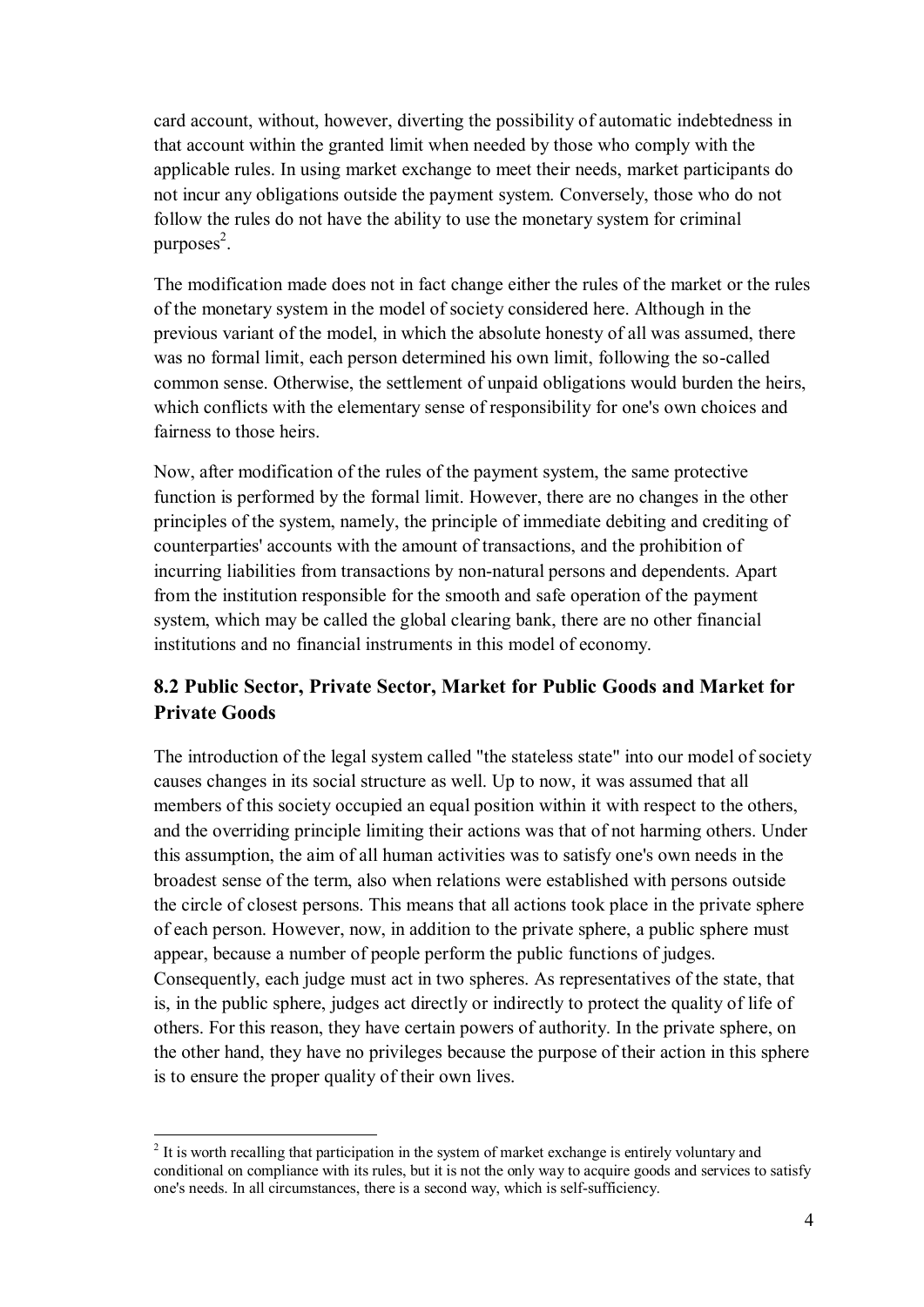card account, without, however, diverting the possibility of automatic indebtedness in that account within the granted limit when needed by those who comply with the applicable rules. In using market exchange to meet their needs, market participants do not incur any obligations outside the payment system. Conversely, those who do not follow the rules do not have the ability to use the monetary system for criminal purposes[2].

The modification made does not in fact change either the rules of the market or the rules of the monetary system in the model of society considered here. Although in the previous variant of the model, in which the absolute honesty of all was assumed, there was no formal limit, each person determined his own limit, following the so-called common sense. Otherwise, the settlement of unpaid obligations would burden the heirs, which conflicts with the elementary sense of responsibility for one's own choices and fairness to those heirs.

Now, after modification of the rules of the payment system, the same protective function is performed by the formal limit. However, there are no changes in the other principles of the system, namely, the principle of immediate debiting and crediting of counterparties' accounts with the amount of transactions, and the prohibition of incurring liabilities from transactions by non-natural persons and dependents. Apart from the institution responsible for the smooth and safe operation of the payment system, which may be called the global clearing bank, there are no other financial institutions and no financial instruments in this model of economy.

## 8.2 Public Sector, Private Sector, Market for Public Goods and Market for Private Goods

The introduction of the legal system called "the stateless state" into our model of society causes changes in its social structure as well. Up to now, it was assumed that all members of this society occupied an equal position within it with respect to the others, and the overriding principle limiting their actions was that of not harming others. Under this assumption, the aim of all human activities was to satisfy one's own needs in the broadest sense of the term, also when relations were established with persons outside the circle of closest persons. This means that all actions took place in the private sphere of each person. However, now, in addition to the private sphere, a public sphere must appear, because a number of people perform the public functions of judges. Consequently, each judge must act in two spheres. As representatives of the state, that is, in the public sphere, judges act directly or indirectly to protect the quality of life of others. For this reason, they have certain powers of authority. In the private sphere, on the other hand, they have no privileges because the purpose of their action in this sphere is to ensure the proper quality of their own lives.

[2] It is worth recalling that participation in the system of market exchange is entirely voluntary and conditional on compliance with its rules, but it is not the only way to acquire goods and services to satisfy one's needs. In all circumstances, there is a second way, which is self-sufficiency.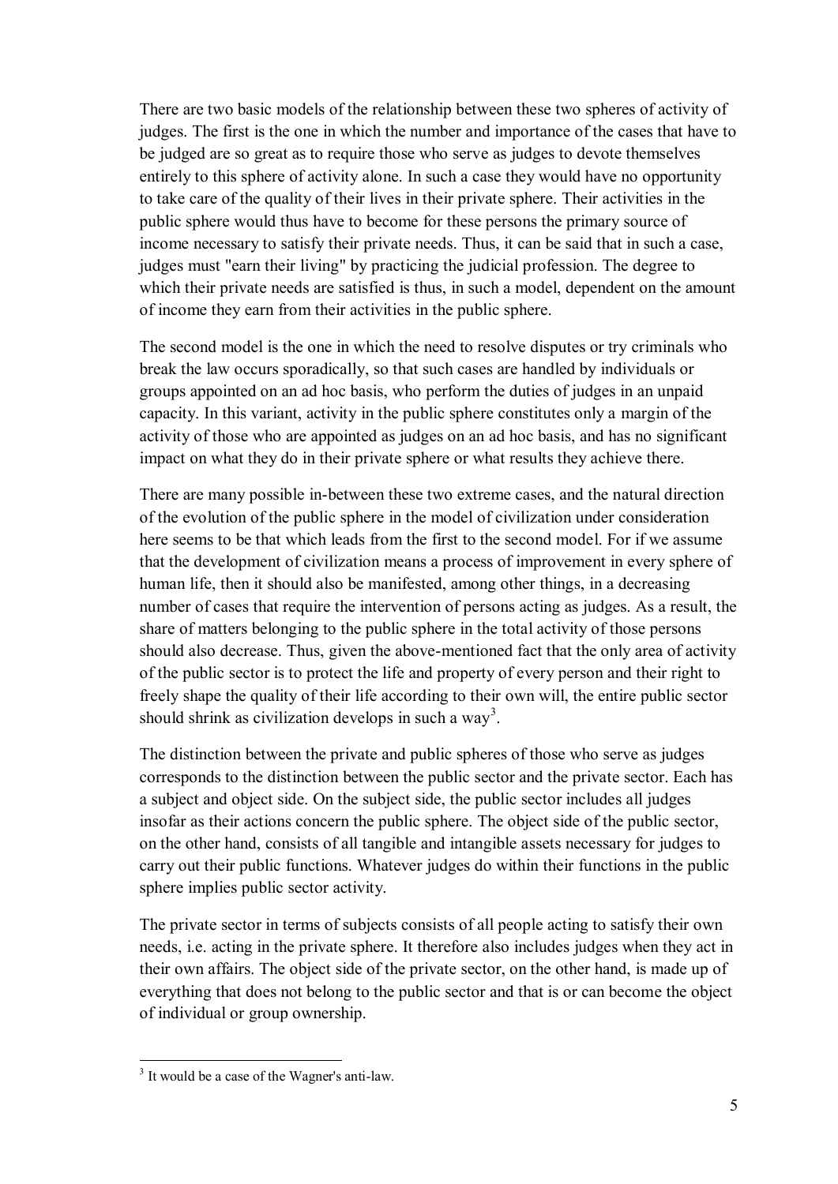There are two basic models of the relationship between these two spheres of activity of judges. The first is the one in which the number and importance of the cases that have to be judged are so great as to require those who serve as judges to devote themselves entirely to this sphere of activity alone. In such a case they would have no opportunity to take care of the quality of their lives in their private sphere. Their activities in the public sphere would thus have to become for these persons the primary source of income necessary to satisfy their private needs. Thus, it can be said that in such a case, judges must "earn their living" by practicing the judicial profession. The degree to which their private needs are satisfied is thus, in such a model, dependent on the amount of income they earn from their activities in the public sphere.

The second model is the one in which the need to resolve disputes or try criminals who break the law occurs sporadically, so that such cases are handled by individuals or groups appointed on an ad hoc basis, who perform the duties of judges in an unpaid capacity. In this variant, activity in the public sphere constitutes only a margin of the activity of those who are appointed as judges on an ad hoc basis, and has no significant impact on what they do in their private sphere or what results they achieve there.

There are many possible in-between these two extreme cases, and the natural direction of the evolution of the public sphere in the model of civilization under consideration here seems to be that which leads from the first to the second model. For if we assume that the development of civilization means a process of improvement in every sphere of human life, then it should also be manifested, among other things, in a decreasing number of cases that require the intervention of persons acting as judges. As a result, the share of matters belonging to the public sphere in the total activity of those persons should also decrease. Thus, given the above-mentioned fact that the only area of activity of the public sector is to protect the life and property of every person and their right to freely shape the quality of their life according to their own will, the entire public sector should shrink as civilization develops in such a way[3].

The distinction between the private and public spheres of those who serve as judges corresponds to the distinction between the public sector and the private sector. Each has a subject and object side. On the subject side, the public sector includes all judges insofar as their actions concern the public sphere. The object side of the public sector, on the other hand, consists of all tangible and intangible assets necessary for judges to carry out their public functions. Whatever judges do within their functions in the public sphere implies public sector activity.

The private sector in terms of subjects consists of all people acting to satisfy their own needs, i.e. acting in the private sphere. It therefore also includes judges when they act in their own affairs. The object side of the private sector, on the other hand, is made up of everything that does not belong to the public sector and that is or can become the object of individual or group ownership.

---

[3] It would be a case of the Wagner's anti-law.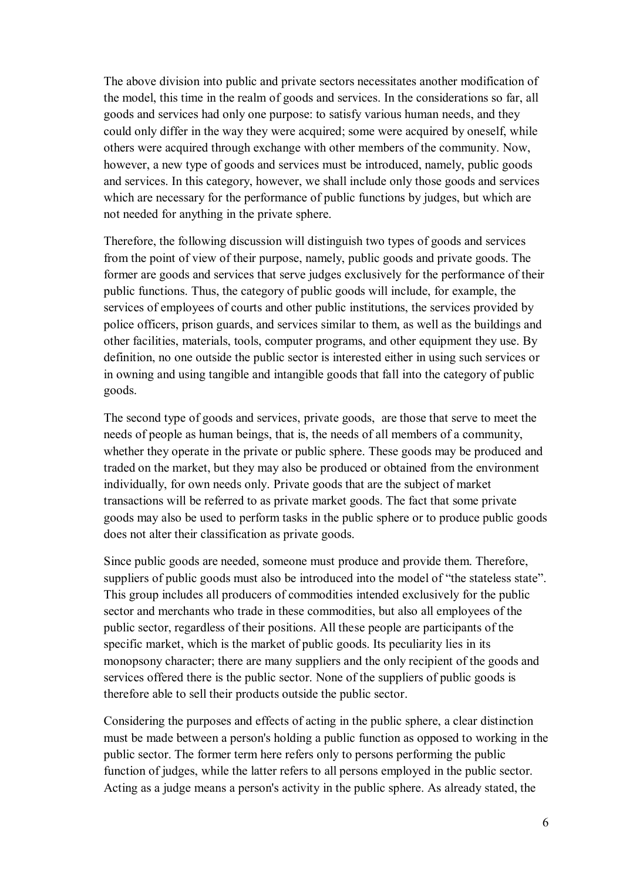The above division into public and private sectors necessitates another modification of the model, this time in the realm of goods and services. In the considerations so far, all goods and services had only one purpose: to satisfy various human needs, and they could only differ in the way they were acquired; some were acquired by oneself, while others were acquired through exchange with other members of the community. Now, however, a new type of goods and services must be introduced, namely, public goods and services. In this category, however, we shall include only those goods and services which are necessary for the performance of public functions by judges, but which are not needed for anything in the private sphere.

Therefore, the following discussion will distinguish two types of goods and services from the point of view of their purpose, namely, public goods and private goods. The former are goods and services that serve judges exclusively for the performance of their public functions. Thus, the category of public goods will include, for example, the services of employees of courts and other public institutions, the services provided by police officers, prison guards, and services similar to them, as well as the buildings and other facilities, materials, tools, computer programs, and other equipment they use. By definition, no one outside the public sector is interested either in using such services or in owning and using tangible and intangible goods that fall into the category of public goods.

The second type of goods and services, private goods, are those that serve to meet the needs of people as human beings, that is, the needs of all members of a community, whether they operate in the private or public sphere. These goods may be produced and traded on the market, but they may also be produced or obtained from the environment individually, for own needs only. Private goods that are the subject of market transactions will be referred to as private market goods. The fact that some private goods may also be used to perform tasks in the public sphere or to produce public goods does not alter their classification as private goods.

Since public goods are needed, someone must produce and provide them. Therefore, suppliers of public goods must also be introduced into the model of "the stateless state". This group includes all producers of commodities intended exclusively for the public sector and merchants who trade in these commodities, but also all employees of the public sector, regardless of their positions. All these people are participants of the specific market, which is the market of public goods. Its peculiarity lies in its monopsony character; there are many suppliers and the only recipient of the goods and services offered there is the public sector. None of the suppliers of public goods is therefore able to sell their products outside the public sector.

Considering the purposes and effects of acting in the public sphere, a clear distinction must be made between a person's holding a public function as opposed to working in the public sector. The former term here refers only to persons performing the public function of judges, while the latter refers to all persons employed in the public sector. Acting as a judge means a person's activity in the public sphere. As already stated, the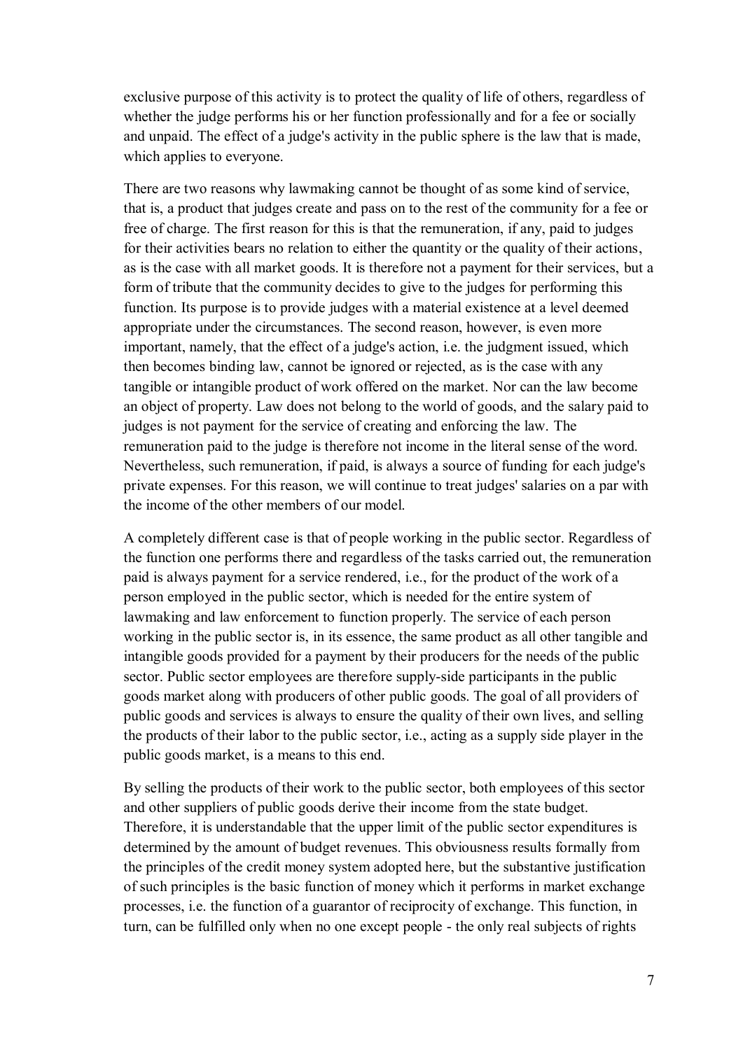exclusive purpose of this activity is to protect the quality of life of others, regardless of whether the judge performs his or her function professionally and for a fee or socially and unpaid. The effect of a judge's activity in the public sphere is the law that is made, which applies to everyone.

There are two reasons why lawmaking cannot be thought of as some kind of service, that is, a product that judges create and pass on to the rest of the community for a fee or free of charge. The first reason for this is that the remuneration, if any, paid to judges for their activities bears no relation to either the quantity or the quality of their actions, as is the case with all market goods. It is therefore not a payment for their services, but a form of tribute that the community decides to give to the judges for performing this function. Its purpose is to provide judges with a material existence at a level deemed appropriate under the circumstances. The second reason, however, is even more important, namely, that the effect of a judge's action, i.e. the judgment issued, which then becomes binding law, cannot be ignored or rejected, as is the case with any tangible or intangible product of work offered on the market. Nor can the law become an object of property. Law does not belong to the world of goods, and the salary paid to judges is not payment for the service of creating and enforcing the law. The remuneration paid to the judge is therefore not income in the literal sense of the word. Nevertheless, such remuneration, if paid, is always a source of funding for each judge's private expenses. For this reason, we will continue to treat judges' salaries on a par with the income of the other members of our model.

A completely different case is that of people working in the public sector. Regardless of the function one performs there and regardless of the tasks carried out, the remuneration paid is always payment for a service rendered, i.e., for the product of the work of a person employed in the public sector, which is needed for the entire system of lawmaking and law enforcement to function properly. The service of each person working in the public sector is, in its essence, the same product as all other tangible and intangible goods provided for a payment by their producers for the needs of the public sector. Public sector employees are therefore supply-side participants in the public goods market along with producers of other public goods. The goal of all providers of public goods and services is always to ensure the quality of their own lives, and selling the products of their labor to the public sector, i.e., acting as a supply side player in the public goods market, is a means to this end.

By selling the products of their work to the public sector, both employees of this sector and other suppliers of public goods derive their income from the state budget. Therefore, it is understandable that the upper limit of the public sector expenditures is determined by the amount of budget revenues. This obviousness results formally from the principles of the credit money system adopted here, but the substantive justification of such principles is the basic function of money which it performs in market exchange processes, i.e. the function of a guarantor of reciprocity of exchange. This function, in turn, can be fulfilled only when no one except people - the only real subjects of rights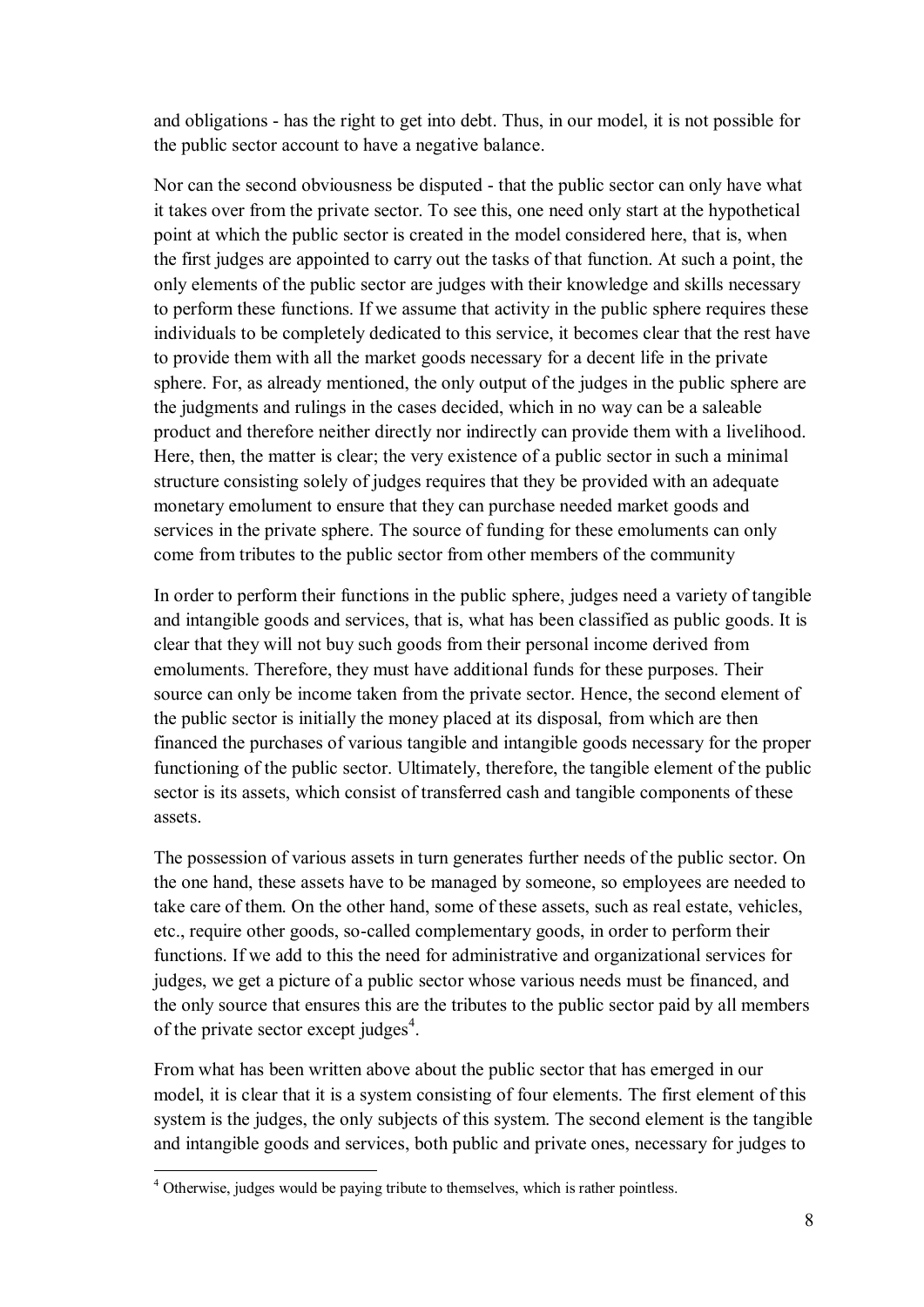and obligations - has the right to get into debt. Thus, in our model, it is not possible for the public sector account to have a negative balance.

Nor can the second obviousness be disputed - that the public sector can only have what it takes over from the private sector. To see this, one need only start at the hypothetical point at which the public sector is created in the model considered here, that is, when the first judges are appointed to carry out the tasks of that function. At such a point, the only elements of the public sector are judges with their knowledge and skills necessary to perform these functions. If we assume that activity in the public sphere requires these individuals to be completely dedicated to this service, it becomes clear that the rest have to provide them with all the market goods necessary for a decent life in the private sphere. For, as already mentioned, the only output of the judges in the public sphere are the judgments and rulings in the cases decided, which in no way can be a saleable product and therefore neither directly nor indirectly can provide them with a livelihood. Here, then, the matter is clear; the very existence of a public sector in such a minimal structure consisting solely of judges requires that they be provided with an adequate monetary emolument to ensure that they can purchase needed market goods and services in the private sphere. The source of funding for these emoluments can only come from tributes to the public sector from other members of the community

In order to perform their functions in the public sphere, judges need a variety of tangible and intangible goods and services, that is, what has been classified as public goods. It is clear that they will not buy such goods from their personal income derived from emoluments. Therefore, they must have additional funds for these purposes. Their source can only be income taken from the private sector. Hence, the second element of the public sector is initially the money placed at its disposal, from which are then financed the purchases of various tangible and intangible goods necessary for the proper functioning of the public sector. Ultimately, therefore, the tangible element of the public sector is its assets, which consist of transferred cash and tangible components of these assets.

The possession of various assets in turn generates further needs of the public sector. On the one hand, these assets have to be managed by someone, so employees are needed to take care of them. On the other hand, some of these assets, such as real estate, vehicles, etc., require other goods, so-called complementary goods, in order to perform their functions. If we add to this the need for administrative and organizational services for judges, we get a picture of a public sector whose various needs must be financed, and the only source that ensures this are the tributes to the public sector paid by all members of the private sector except judges[4].

From what has been written above about the public sector that has emerged in our model, it is clear that it is a system consisting of four elements. The first element of this system is the judges, the only subjects of this system. The second element is the tangible and intangible goods and services, both public and private ones, necessary for judges to

[4] Otherwise, judges would be paying tribute to themselves, which is rather pointless.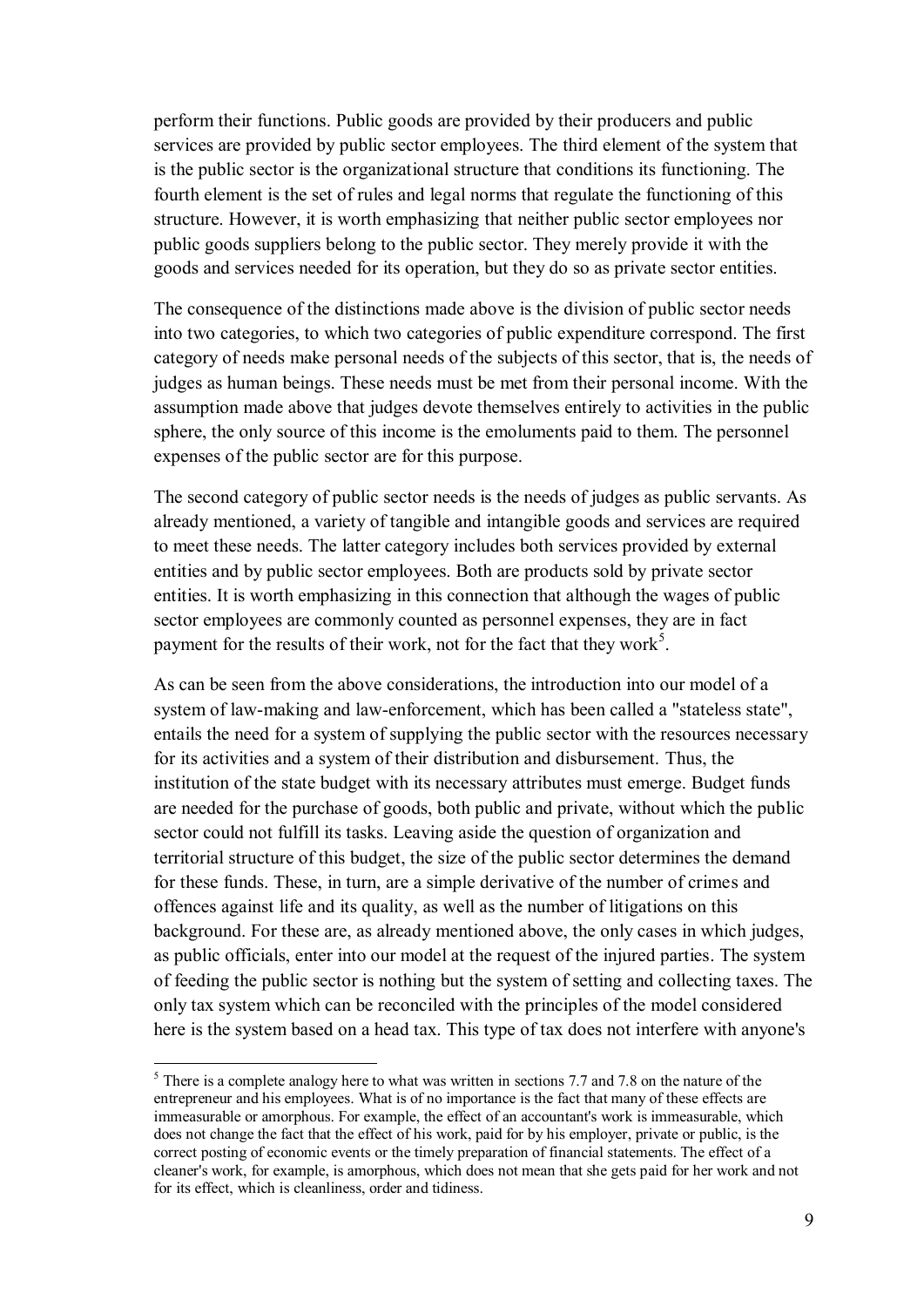perform their functions. Public goods are provided by their producers and public services are provided by public sector employees. The third element of the system that is the public sector is the organizational structure that conditions its functioning. The fourth element is the set of rules and legal norms that regulate the functioning of this structure. However, it is worth emphasizing that neither public sector employees nor public goods suppliers belong to the public sector. They merely provide it with the goods and services needed for its operation, but they do so as private sector entities.

The consequence of the distinctions made above is the division of public sector needs into two categories, to which two categories of public expenditure correspond. The first category of needs make personal needs of the subjects of this sector, that is, the needs of judges as human beings. These needs must be met from their personal income. With the assumption made above that judges devote themselves entirely to activities in the public sphere, the only source of this income is the emoluments paid to them. The personnel expenses of the public sector are for this purpose.

The second category of public sector needs is the needs of judges as public servants. As already mentioned, a variety of tangible and intangible goods and services are required to meet these needs. The latter category includes both services provided by external entities and by public sector employees. Both are products sold by private sector entities. It is worth emphasizing in this connection that although the wages of public sector employees are commonly counted as personnel expenses, they are in fact payment for the results of their work, not for the fact that they work[5].

As can be seen from the above considerations, the introduction into our model of a system of law-making and law-enforcement, which has been called a "stateless state", entails the need for a system of supplying the public sector with the resources necessary for its activities and a system of their distribution and disbursement. Thus, the institution of the state budget with its necessary attributes must emerge. Budget funds are needed for the purchase of goods, both public and private, without which the public sector could not fulfill its tasks. Leaving aside the question of organization and territorial structure of this budget, the size of the public sector determines the demand for these funds. These, in turn, are a simple derivative of the number of crimes and offences against life and its quality, as well as the number of litigations on this background. For these are, as already mentioned above, the only cases in which judges, as public officials, enter into our model at the request of the injured parties. The system of feeding the public sector is nothing but the system of setting and collecting taxes. The only tax system which can be reconciled with the principles of the model considered here is the system based on a head tax. This type of tax does not interfere with anyone's

[5] There is a complete analogy here to what was written in sections 7.7 and 7.8 on the nature of the entrepreneur and his employees. What is of no importance is the fact that many of these effects are immeasurable or amorphous. For example, the effect of an accountant's work is immeasurable, which does not change the fact that the effect of his work, paid for by his employer, private or public, is the correct posting of economic events or the timely preparation of financial statements. The effect of a cleaner's work, for example, is amorphous, which does not mean that she gets paid for her work and not for its effect, which is cleanliness, order and tidiness.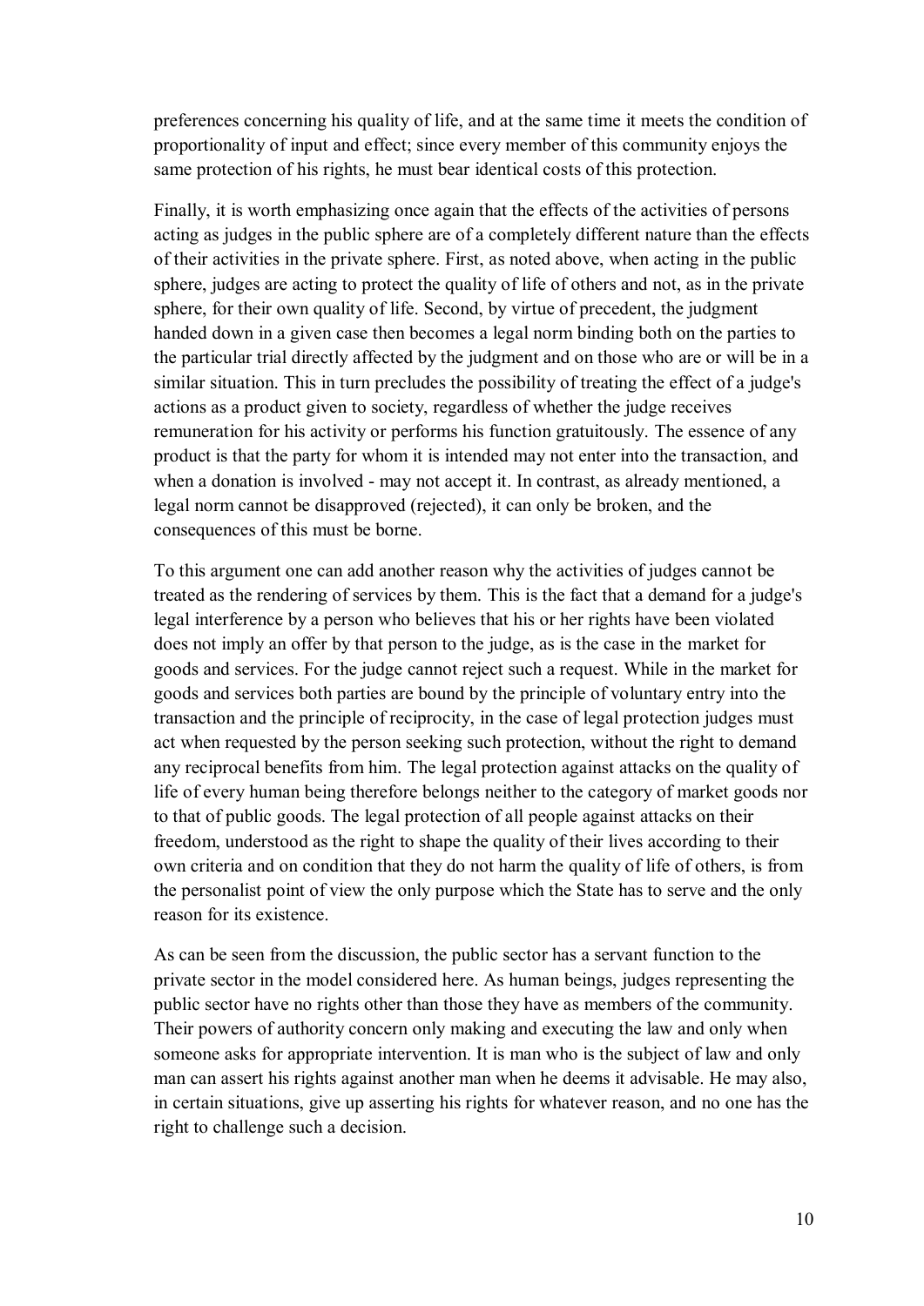preferences concerning his quality of life, and at the same time it meets the condition of proportionality of input and effect; since every member of this community enjoys the same protection of his rights, he must bear identical costs of this protection.

Finally, it is worth emphasizing once again that the effects of the activities of persons acting as judges in the public sphere are of a completely different nature than the effects of their activities in the private sphere. First, as noted above, when acting in the public sphere, judges are acting to protect the quality of life of others and not, as in the private sphere, for their own quality of life. Second, by virtue of precedent, the judgment handed down in a given case then becomes a legal norm binding both on the parties to the particular trial directly affected by the judgment and on those who are or will be in a similar situation. This in turn precludes the possibility of treating the effect of a judge's actions as a product given to society, regardless of whether the judge receives remuneration for his activity or performs his function gratuitously. The essence of any product is that the party for whom it is intended may not enter into the transaction, and when a donation is involved - may not accept it. In contrast, as already mentioned, a legal norm cannot be disapproved (rejected), it can only be broken, and the consequences of this must be borne.

To this argument one can add another reason why the activities of judges cannot be treated as the rendering of services by them. This is the fact that a demand for a judge's legal interference by a person who believes that his or her rights have been violated does not imply an offer by that person to the judge, as is the case in the market for goods and services. For the judge cannot reject such a request. While in the market for goods and services both parties are bound by the principle of voluntary entry into the transaction and the principle of reciprocity, in the case of legal protection judges must act when requested by the person seeking such protection, without the right to demand any reciprocal benefits from him. The legal protection against attacks on the quality of life of every human being therefore belongs neither to the category of market goods nor to that of public goods. The legal protection of all people against attacks on their freedom, understood as the right to shape the quality of their lives according to their own criteria and on condition that they do not harm the quality of life of others, is from the personalist point of view the only purpose which the State has to serve and the only reason for its existence.

As can be seen from the discussion, the public sector has a servant function to the private sector in the model considered here. As human beings, judges representing the public sector have no rights other than those they have as members of the community. Their powers of authority concern only making and executing the law and only when someone asks for appropriate intervention. It is man who is the subject of law and only man can assert his rights against another man when he deems it advisable. He may also, in certain situations, give up asserting his rights for whatever reason, and no one has the right to challenge such a decision.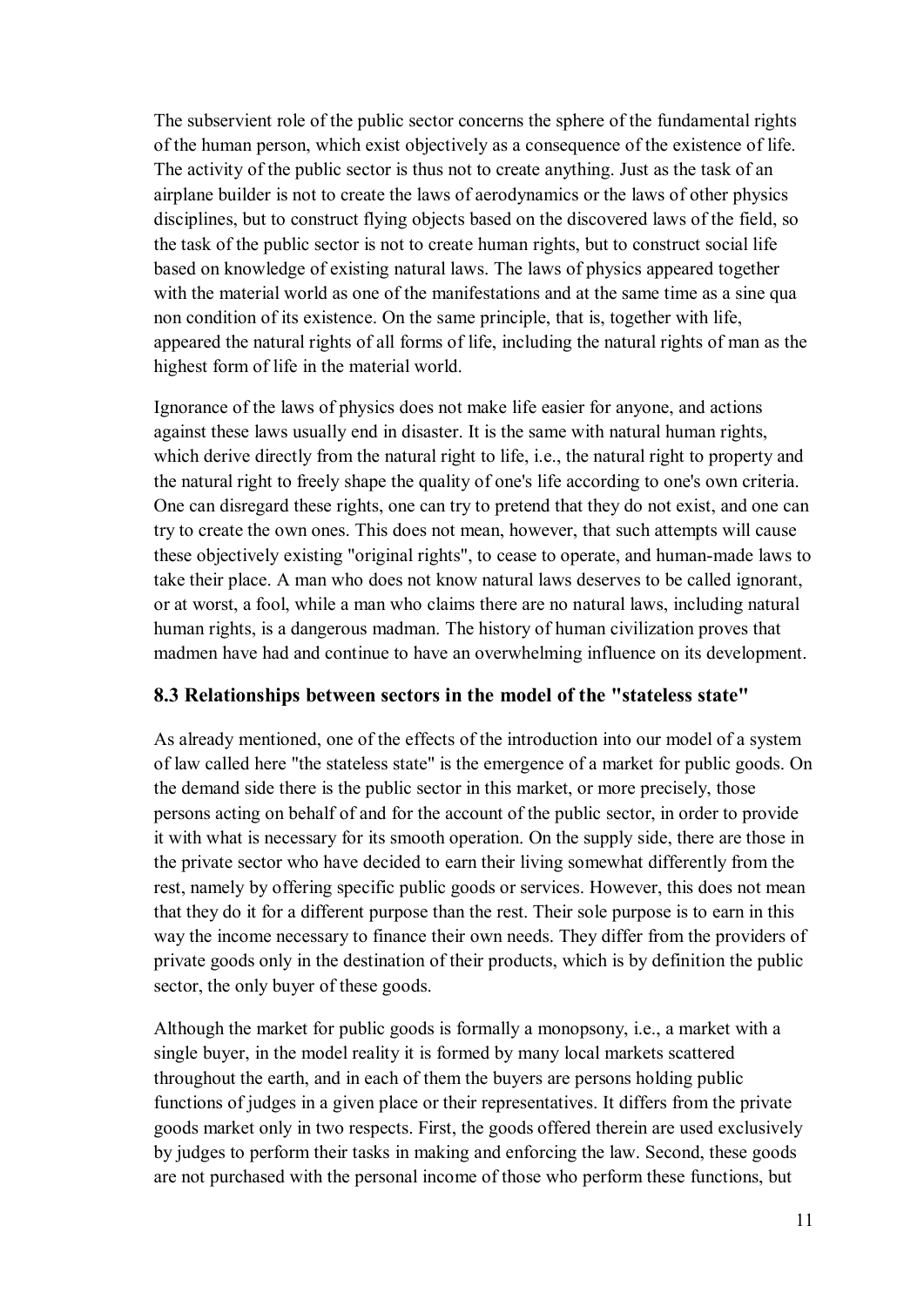The subservient role of the public sector concerns the sphere of the fundamental rights of the human person, which exist objectively as a consequence of the existence of life. The activity of the public sector is thus not to create anything. Just as the task of an airplane builder is not to create the laws of aerodynamics or the laws of other physics disciplines, but to construct flying objects based on the discovered laws of the field, so the task of the public sector is not to create human rights, but to construct social life based on knowledge of existing natural laws. The laws of physics appeared together with the material world as one of the manifestations and at the same time as a sine qua non condition of its existence. On the same principle, that is, together with life, appeared the natural rights of all forms of life, including the natural rights of man as the highest form of life in the material world.

Ignorance of the laws of physics does not make life easier for anyone, and actions against these laws usually end in disaster. It is the same with natural human rights, which derive directly from the natural right to life, i.e., the natural right to property and the natural right to freely shape the quality of one's life according to one's own criteria. One can disregard these rights, one can try to pretend that they do not exist, and one can try to create the own ones. This does not mean, however, that such attempts will cause these objectively existing "original rights", to cease to operate, and human-made laws to take their place. A man who does not know natural laws deserves to be called ignorant, or at worst, a fool, while a man who claims there are no natural laws, including natural human rights, is a dangerous madman. The history of human civilization proves that madmen have had and continue to have an overwhelming influence on its development.

### 8.3 Relationships between sectors in the model of the "stateless state"

As already mentioned, one of the effects of the introduction into our model of a system of law called here "the stateless state" is the emergence of a market for public goods. On the demand side there is the public sector in this market, or more precisely, those persons acting on behalf of and for the account of the public sector, in order to provide it with what is necessary for its smooth operation. On the supply side, there are those in the private sector who have decided to earn their living somewhat differently from the rest, namely by offering specific public goods or services. However, this does not mean that they do it for a different purpose than the rest. Their sole purpose is to earn in this way the income necessary to finance their own needs. They differ from the providers of private goods only in the destination of their products, which is by definition the public sector, the only buyer of these goods.

Although the market for public goods is formally a monopsony, i.e., a market with a single buyer, in the model reality it is formed by many local markets scattered throughout the earth, and in each of them the buyers are persons holding public functions of judges in a given place or their representatives. It differs from the private goods market only in two respects. First, the goods offered therein are used exclusively by judges to perform their tasks in making and enforcing the law. Second, these goods are not purchased with the personal income of those who perform these functions, but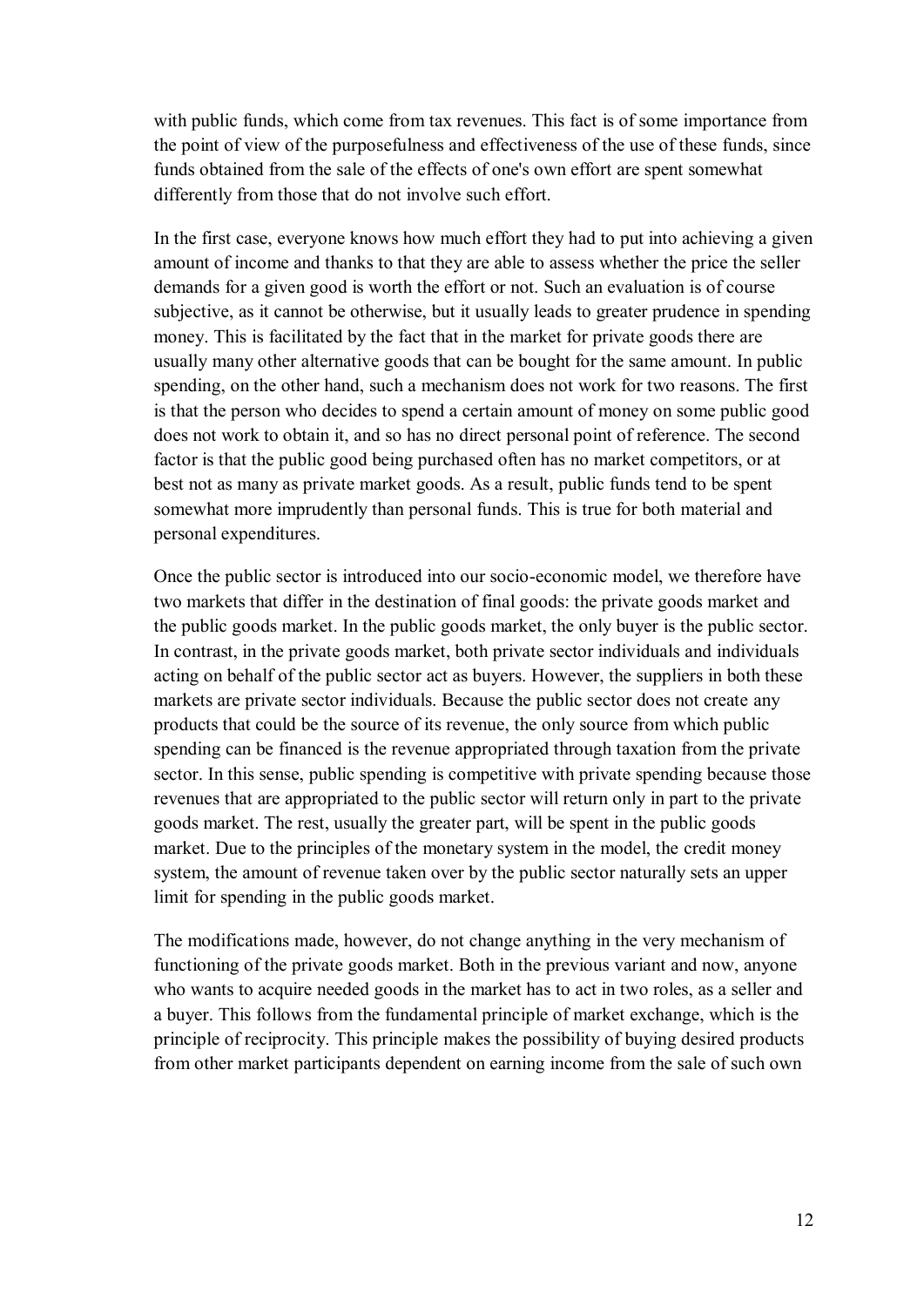with public funds, which come from tax revenues. This fact is of some importance from the point of view of the purposefulness and effectiveness of the use of these funds, since funds obtained from the sale of the effects of one's own effort are spent somewhat differently from those that do not involve such effort.

In the first case, everyone knows how much effort they had to put into achieving a given amount of income and thanks to that they are able to assess whether the price the seller demands for a given good is worth the effort or not. Such an evaluation is of course subjective, as it cannot be otherwise, but it usually leads to greater prudence in spending money. This is facilitated by the fact that in the market for private goods there are usually many other alternative goods that can be bought for the same amount. In public spending, on the other hand, such a mechanism does not work for two reasons. The first is that the person who decides to spend a certain amount of money on some public good does not work to obtain it, and so has no direct personal point of reference. The second factor is that the public good being purchased often has no market competitors, or at best not as many as private market goods. As a result, public funds tend to be spent somewhat more imprudently than personal funds. This is true for both material and personal expenditures.

Once the public sector is introduced into our socio-economic model, we therefore have two markets that differ in the destination of final goods: the private goods market and the public goods market. In the public goods market, the only buyer is the public sector. In contrast, in the private goods market, both private sector individuals and individuals acting on behalf of the public sector act as buyers. However, the suppliers in both these markets are private sector individuals. Because the public sector does not create any products that could be the source of its revenue, the only source from which public spending can be financed is the revenue appropriated through taxation from the private sector. In this sense, public spending is competitive with private spending because those revenues that are appropriated to the public sector will return only in part to the private goods market. The rest, usually the greater part, will be spent in the public goods market. Due to the principles of the monetary system in the model, the credit money system, the amount of revenue taken over by the public sector naturally sets an upper limit for spending in the public goods market.

The modifications made, however, do not change anything in the very mechanism of functioning of the private goods market. Both in the previous variant and now, anyone who wants to acquire needed goods in the market has to act in two roles, as a seller and a buyer. This follows from the fundamental principle of market exchange, which is the principle of reciprocity. This principle makes the possibility of buying desired products from other market participants dependent on earning income from the sale of such own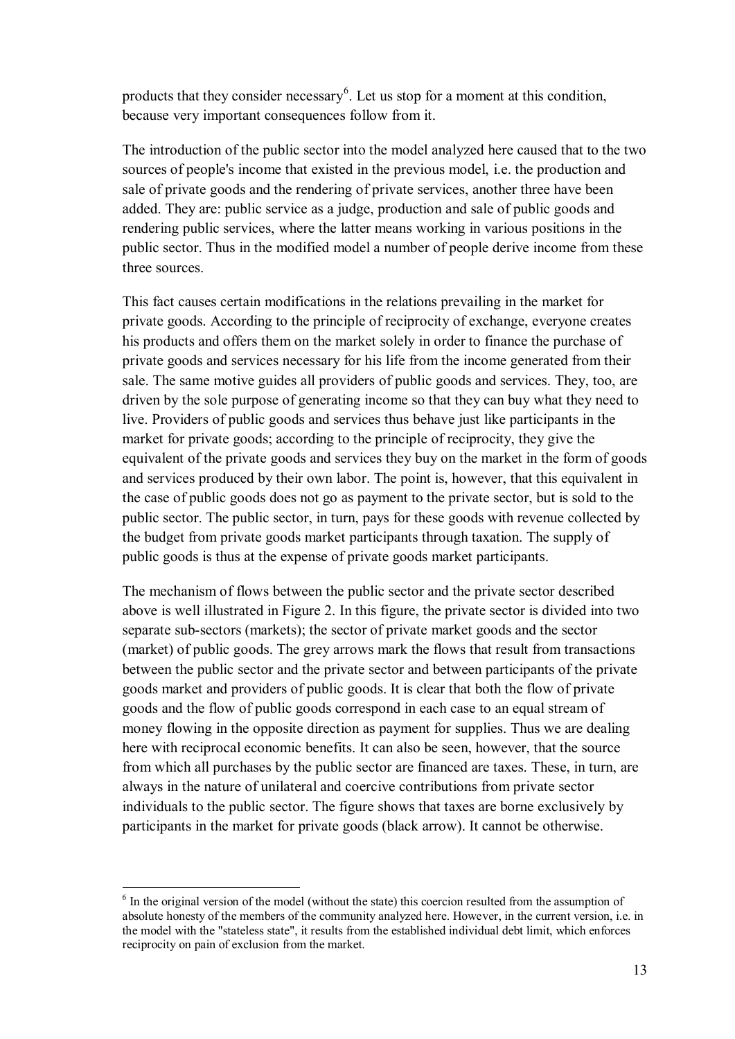products that they consider necessary[6]. Let us stop for a moment at this condition, because very important consequences follow from it.

The introduction of the public sector into the model analyzed here caused that to the two sources of people's income that existed in the previous model, i.e. the production and sale of private goods and the rendering of private services, another three have been added. They are: public service as a judge, production and sale of public goods and rendering public services, where the latter means working in various positions in the public sector. Thus in the modified model a number of people derive income from these three sources.

This fact causes certain modifications in the relations prevailing in the market for private goods. According to the principle of reciprocity of exchange, everyone creates his products and offers them on the market solely in order to finance the purchase of private goods and services necessary for his life from the income generated from their sale. The same motive guides all providers of public goods and services. They, too, are driven by the sole purpose of generating income so that they can buy what they need to live. Providers of public goods and services thus behave just like participants in the market for private goods; according to the principle of reciprocity, they give the equivalent of the private goods and services they buy on the market in the form of goods and services produced by their own labor. The point is, however, that this equivalent in the case of public goods does not go as payment to the private sector, but is sold to the public sector. The public sector, in turn, pays for these goods with revenue collected by the budget from private goods market participants through taxation. The supply of public goods is thus at the expense of private goods market participants.

The mechanism of flows between the public sector and the private sector described above is well illustrated in Figure 2. In this figure, the private sector is divided into two separate sub-sectors (markets); the sector of private market goods and the sector (market) of public goods. The grey arrows mark the flows that result from transactions between the public sector and the private sector and between participants of the private goods market and providers of public goods. It is clear that both the flow of private goods and the flow of public goods correspond in each case to an equal stream of money flowing in the opposite direction as payment for supplies. Thus we are dealing here with reciprocal economic benefits. It can also be seen, however, that the source from which all purchases by the public sector are financed are taxes. These, in turn, are always in the nature of unilateral and coercive contributions from private sector individuals to the public sector. The figure shows that taxes are borne exclusively by participants in the market for private goods (black arrow). It cannot be otherwise.

---

[6] In the original version of the model (without the state) this coercion resulted from the assumption of absolute honesty of the members of the community analyzed here. However, in the current version, i.e. in the model with the "stateless state", it results from the established individual debt limit, which enforces reciprocity on pain of exclusion from the market.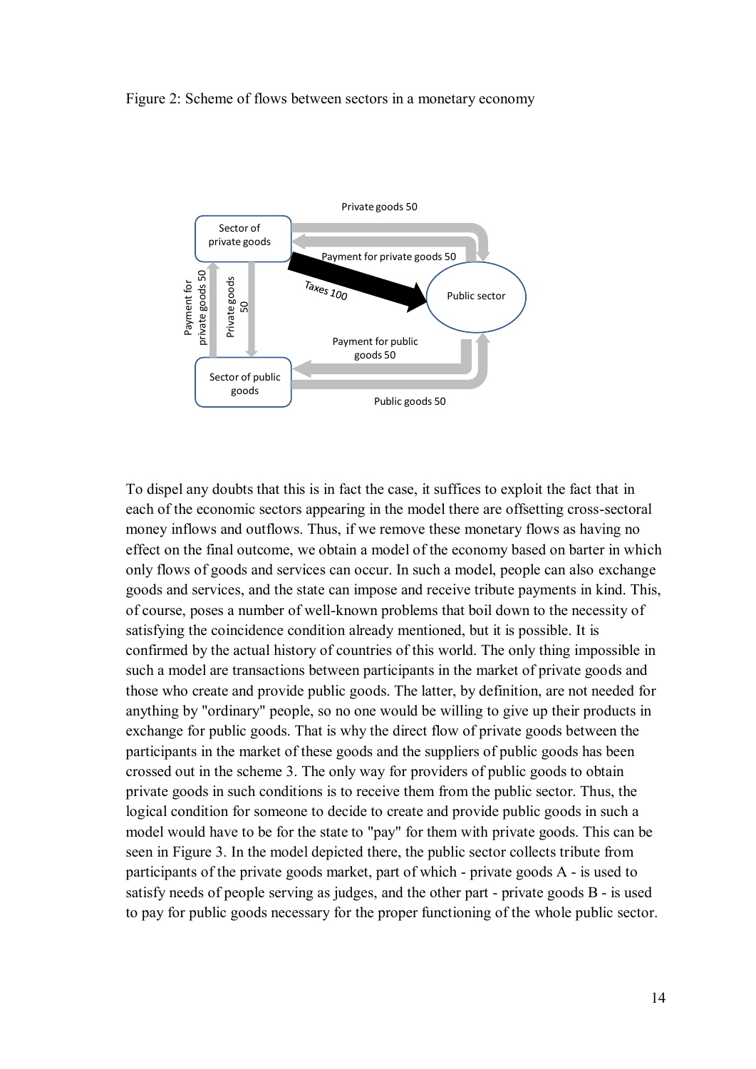Figure 2: Scheme of flows between sectors in a monetary economy

To dispel any doubts that this is in fact the case, it suffices to exploit the fact that in each of the economic sectors appearing in the model there are offsetting cross-sectoral money inflows and outflows. Thus, if we remove these monetary flows as having no effect on the final outcome, we obtain a model of the economy based on barter in which only flows of goods and services can occur. In such a model, people can also exchange goods and services, and the state can impose and receive tribute payments in kind. This, of course, poses a number of well-known problems that boil down to the necessity of satisfying the coincidence condition already mentioned, but it is possible. It is confirmed by the actual history of countries of this world. The only thing impossible in such a model are transactions between participants in the market of private goods and those who create and provide public goods. The latter, by definition, are not needed for anything by "ordinary" people, so no one would be willing to give up their products in exchange for public goods. That is why the direct flow of private goods between the participants in the market of these goods and the suppliers of public goods has been crossed out in the scheme 3. The only way for providers of public goods to obtain private goods in such conditions is to receive them from the public sector. Thus, the logical condition for someone to decide to create and provide public goods in such a model would have to be for the state to "pay" for them with private goods. This can be seen in Figure 3. In the model depicted there, the public sector collects tribute from participants of the private goods market, part of which - private goods A - is used to satisfy needs of people serving as judges, and the other part - private goods B - is used to pay for public goods necessary for the proper functioning of the whole public sector.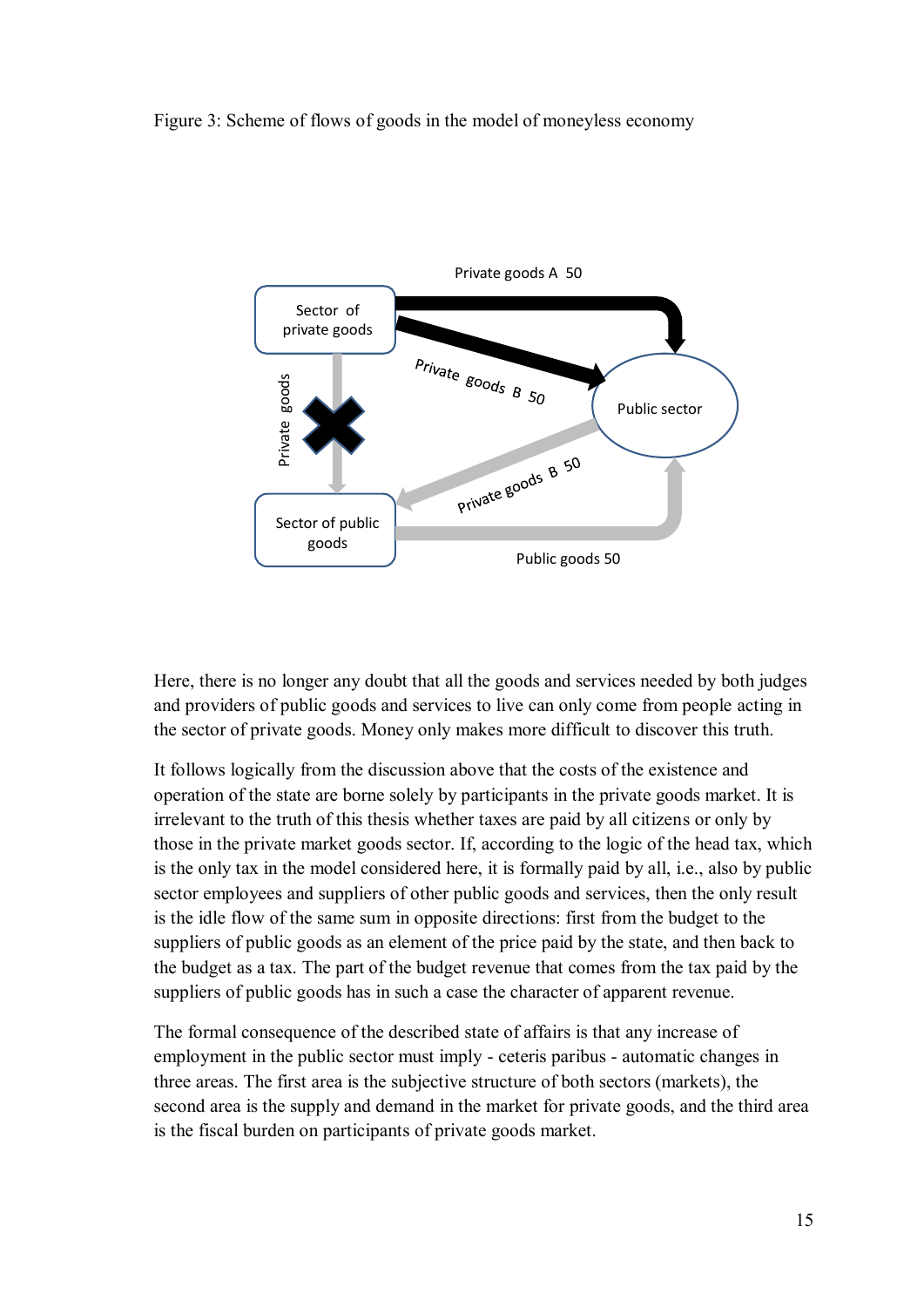Figure 3: Scheme of flows of goods in the model of moneyless economy

Here, there is no longer any doubt that all the goods and services needed by both judges and providers of public goods and services to live can only come from people acting in the sector of private goods. Money only makes more difficult to discover this truth.

It follows logically from the discussion above that the costs of the existence and operation of the state are borne solely by participants in the private goods market. It is irrelevant to the truth of this thesis whether taxes are paid by all citizens or only by those in the private market goods sector. If, according to the logic of the head tax, which is the only tax in the model considered here, it is formally paid by all, i.e., also by public sector employees and suppliers of other public goods and services, then the only result is the idle flow of the same sum in opposite directions: first from the budget to the suppliers of public goods as an element of the price paid by the state, and then back to the budget as a tax. The part of the budget revenue that comes from the tax paid by the suppliers of public goods has in such a case the character of apparent revenue.

The formal consequence of the described state of affairs is that any increase of employment in the public sector must imply - ceteris paribus - automatic changes in three areas. The first area is the subjective structure of both sectors (markets), the second area is the supply and demand in the market for private goods, and the third area is the fiscal burden on participants of private goods market.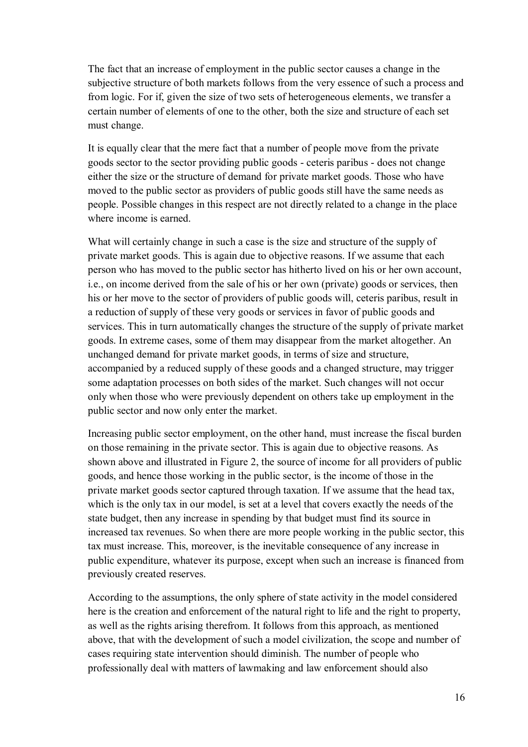The fact that an increase of employment in the public sector causes a change in the subjective structure of both markets follows from the very essence of such a process and from logic. For if, given the size of two sets of heterogeneous elements, we transfer a certain number of elements of one to the other, both the size and structure of each set must change.

It is equally clear that the mere fact that a number of people move from the private goods sector to the sector providing public goods - ceteris paribus - does not change either the size or the structure of demand for private market goods. Those who have moved to the public sector as providers of public goods still have the same needs as people. Possible changes in this respect are not directly related to a change in the place where income is earned.

What will certainly change in such a case is the size and structure of the supply of private market goods. This is again due to objective reasons. If we assume that each person who has moved to the public sector has hitherto lived on his or her own account, i.e., on income derived from the sale of his or her own (private) goods or services, then his or her move to the sector of providers of public goods will, ceteris paribus, result in a reduction of supply of these very goods or services in favor of public goods and services. This in turn automatically changes the structure of the supply of private market goods. In extreme cases, some of them may disappear from the market altogether. An unchanged demand for private market goods, in terms of size and structure, accompanied by a reduced supply of these goods and a changed structure, may trigger some adaptation processes on both sides of the market. Such changes will not occur only when those who were previously dependent on others take up employment in the public sector and now only enter the market.

Increasing public sector employment, on the other hand, must increase the fiscal burden on those remaining in the private sector. This is again due to objective reasons. As shown above and illustrated in Figure 2, the source of income for all providers of public goods, and hence those working in the public sector, is the income of those in the private market goods sector captured through taxation. If we assume that the head tax, which is the only tax in our model, is set at a level that covers exactly the needs of the state budget, then any increase in spending by that budget must find its source in increased tax revenues. So when there are more people working in the public sector, this tax must increase. This, moreover, is the inevitable consequence of any increase in public expenditure, whatever its purpose, except when such an increase is financed from previously created reserves.

According to the assumptions, the only sphere of state activity in the model considered here is the creation and enforcement of the natural right to life and the right to property, as well as the rights arising therefrom. It follows from this approach, as mentioned above, that with the development of such a model civilization, the scope and number of cases requiring state intervention should diminish. The number of people who professionally deal with matters of lawmaking and law enforcement should also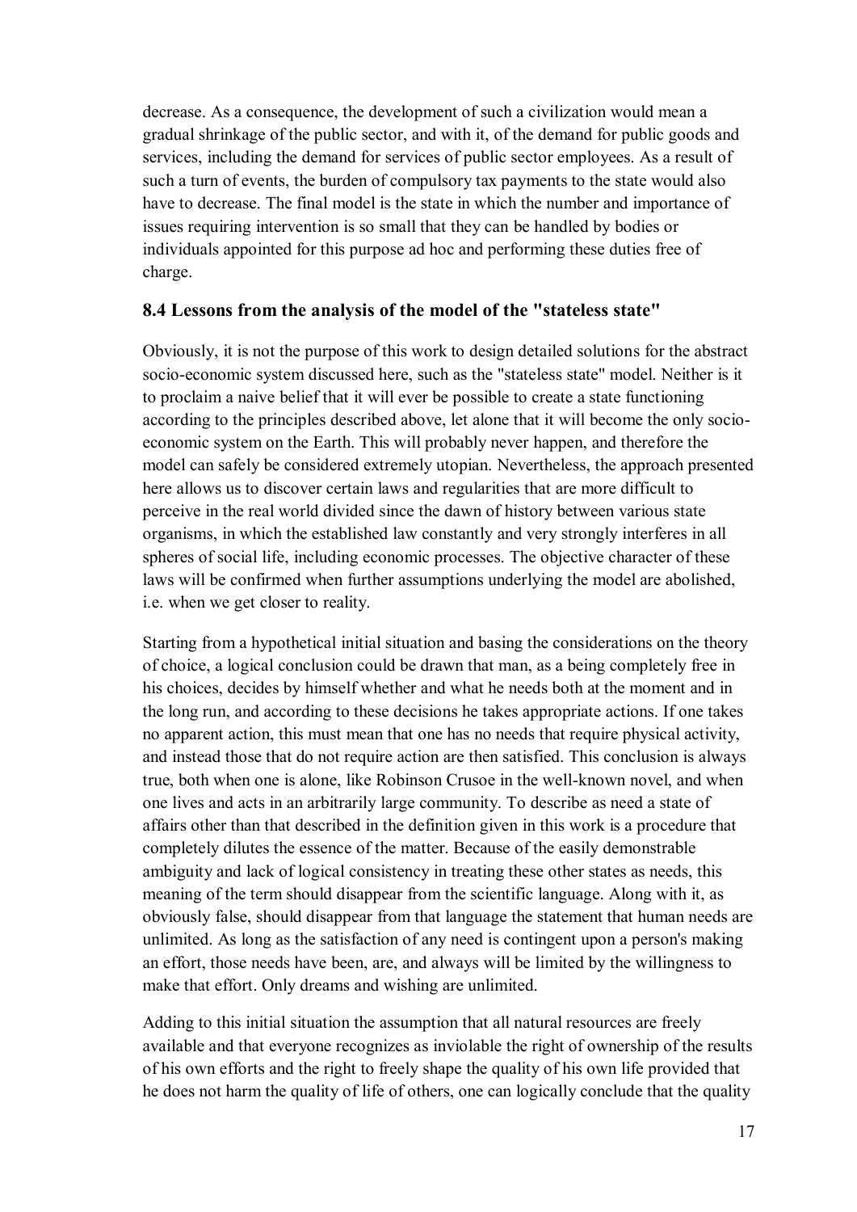decrease. As a consequence, the development of such a civilization would mean a gradual shrinkage of the public sector, and with it, of the demand for public goods and services, including the demand for services of public sector employees. As a result of such a turn of events, the burden of compulsory tax payments to the state would also have to decrease. The final model is the state in which the number and importance of issues requiring intervention is so small that they can be handled by bodies or individuals appointed for this purpose ad hoc and performing these duties free of charge.

### 8.4 Lessons from the analysis of the model of the "stateless state"

Obviously, it is not the purpose of this work to design detailed solutions for the abstract socio-economic system discussed here, such as the "stateless state" model. Neither is it to proclaim a naive belief that it will ever be possible to create a state functioning according to the principles described above, let alone that it will become the only socio-economic system on the Earth. This will probably never happen, and therefore the model can safely be considered extremely utopian. Nevertheless, the approach presented here allows us to discover certain laws and regularities that are more difficult to perceive in the real world divided since the dawn of history between various state organisms, in which the established law constantly and very strongly interferes in all spheres of social life, including economic processes. The objective character of these laws will be confirmed when further assumptions underlying the model are abolished, i.e. when we get closer to reality.

Starting from a hypothetical initial situation and basing the considerations on the theory of choice, a logical conclusion could be drawn that man, as a being completely free in his choices, decides by himself whether and what he needs both at the moment and in the long run, and according to these decisions he takes appropriate actions. If one takes no apparent action, this must mean that one has no needs that require physical activity, and instead those that do not require action are then satisfied. This conclusion is always true, both when one is alone, like Robinson Crusoe in the well-known novel, and when one lives and acts in an arbitrarily large community. To describe as need a state of affairs other than that described in the definition given in this work is a procedure that completely dilutes the essence of the matter. Because of the easily demonstrable ambiguity and lack of logical consistency in treating these other states as needs, this meaning of the term should disappear from the scientific language. Along with it, as obviously false, should disappear from that language the statement that human needs are unlimited. As long as the satisfaction of any need is contingent upon a person's making an effort, those needs have been, are, and always will be limited by the willingness to make that effort. Only dreams and wishing are unlimited.

Adding to this initial situation the assumption that all natural resources are freely available and that everyone recognizes as inviolable the right of ownership of the results of his own efforts and the right to freely shape the quality of his own life provided that he does not harm the quality of life of others, one can logically conclude that the quality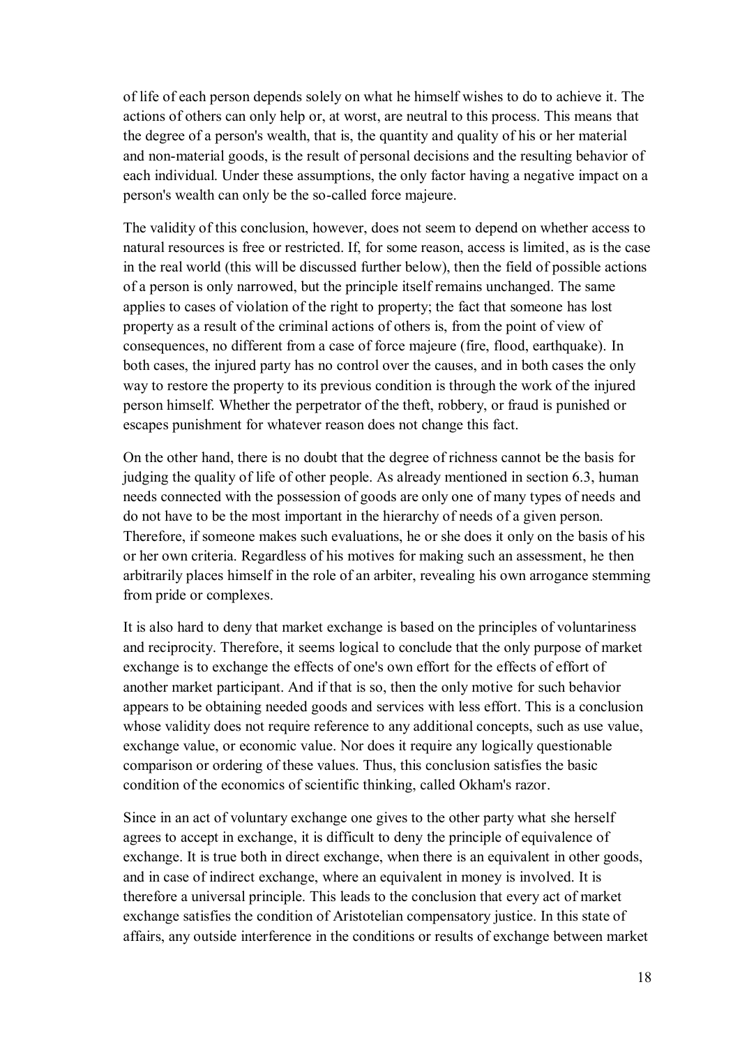of life of each person depends solely on what he himself wishes to do to achieve it. The actions of others can only help or, at worst, are neutral to this process. This means that the degree of a person's wealth, that is, the quantity and quality of his or her material and non-material goods, is the result of personal decisions and the resulting behavior of each individual. Under these assumptions, the only factor having a negative impact on a person's wealth can only be the so-called force majeure.

The validity of this conclusion, however, does not seem to depend on whether access to natural resources is free or restricted. If, for some reason, access is limited, as is the case in the real world (this will be discussed further below), then the field of possible actions of a person is only narrowed, but the principle itself remains unchanged. The same applies to cases of violation of the right to property; the fact that someone has lost property as a result of the criminal actions of others is, from the point of view of consequences, no different from a case of force majeure (fire, flood, earthquake). In both cases, the injured party has no control over the causes, and in both cases the only way to restore the property to its previous condition is through the work of the injured person himself. Whether the perpetrator of the theft, robbery, or fraud is punished or escapes punishment for whatever reason does not change this fact.

On the other hand, there is no doubt that the degree of richness cannot be the basis for judging the quality of life of other people. As already mentioned in section 6.3, human needs connected with the possession of goods are only one of many types of needs and do not have to be the most important in the hierarchy of needs of a given person. Therefore, if someone makes such evaluations, he or she does it only on the basis of his or her own criteria. Regardless of his motives for making such an assessment, he then arbitrarily places himself in the role of an arbiter, revealing his own arrogance stemming from pride or complexes.

It is also hard to deny that market exchange is based on the principles of voluntariness and reciprocity. Therefore, it seems logical to conclude that the only purpose of market exchange is to exchange the effects of one's own effort for the effects of effort of another market participant. And if that is so, then the only motive for such behavior appears to be obtaining needed goods and services with less effort. This is a conclusion whose validity does not require reference to any additional concepts, such as use value, exchange value, or economic value. Nor does it require any logically questionable comparison or ordering of these values. Thus, this conclusion satisfies the basic condition of the economics of scientific thinking, called Okham's razor.

Since in an act of voluntary exchange one gives to the other party what she herself agrees to accept in exchange, it is difficult to deny the principle of equivalence of exchange. It is true both in direct exchange, when there is an equivalent in other goods, and in case of indirect exchange, where an equivalent in money is involved. It is therefore a universal principle. This leads to the conclusion that every act of market exchange satisfies the condition of Aristotelian compensatory justice. In this state of affairs, any outside interference in the conditions or results of exchange between market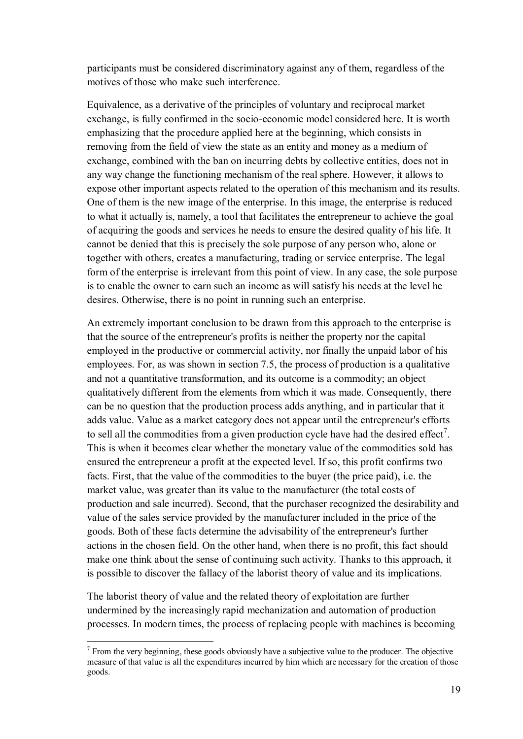participants must be considered discriminatory against any of them, regardless of the motives of those who make such interference.

Equivalence, as a derivative of the principles of voluntary and reciprocal market exchange, is fully confirmed in the socio-economic model considered here. It is worth emphasizing that the procedure applied here at the beginning, which consists in removing from the field of view the state as an entity and money as a medium of exchange, combined with the ban on incurring debts by collective entities, does not in any way change the functioning mechanism of the real sphere. However, it allows to expose other important aspects related to the operation of this mechanism and its results. One of them is the new image of the enterprise. In this image, the enterprise is reduced to what it actually is, namely, a tool that facilitates the entrepreneur to achieve the goal of acquiring the goods and services he needs to ensure the desired quality of his life. It cannot be denied that this is precisely the sole purpose of any person who, alone or together with others, creates a manufacturing, trading or service enterprise. The legal form of the enterprise is irrelevant from this point of view. In any case, the sole purpose is to enable the owner to earn such an income as will satisfy his needs at the level he desires. Otherwise, there is no point in running such an enterprise.

An extremely important conclusion to be drawn from this approach to the enterprise is that the source of the entrepreneur's profits is neither the property nor the capital employed in the productive or commercial activity, nor finally the unpaid labor of his employees. For, as was shown in section 7.5, the process of production is a qualitative and not a quantitative transformation, and its outcome is a commodity; an object qualitatively different from the elements from which it was made. Consequently, there can be no question that the production process adds anything, and in particular that it adds value. Value as a market category does not appear until the entrepreneur's efforts to sell all the commodities from a given production cycle have had the desired effect[7]. This is when it becomes clear whether the monetary value of the commodities sold has ensured the entrepreneur a profit at the expected level. If so, this profit confirms two facts. First, that the value of the commodities to the buyer (the price paid), i.e. the market value, was greater than its value to the manufacturer (the total costs of production and sale incurred). Second, that the purchaser recognized the desirability and value of the sales service provided by the manufacturer included in the price of the goods. Both of these facts determine the advisability of the entrepreneur's further actions in the chosen field. On the other hand, when there is no profit, this fact should make one think about the sense of continuing such activity. Thanks to this approach, it is possible to discover the fallacy of the laborist theory of value and its implications.

The laborist theory of value and the related theory of exploitation are further undermined by the increasingly rapid mechanization and automation of production processes. In modern times, the process of replacing people with machines is becoming

[7] From the very beginning, these goods obviously have a subjective value to the producer. The objective measure of that value is all the expenditures incurred by him which are necessary for the creation of those goods.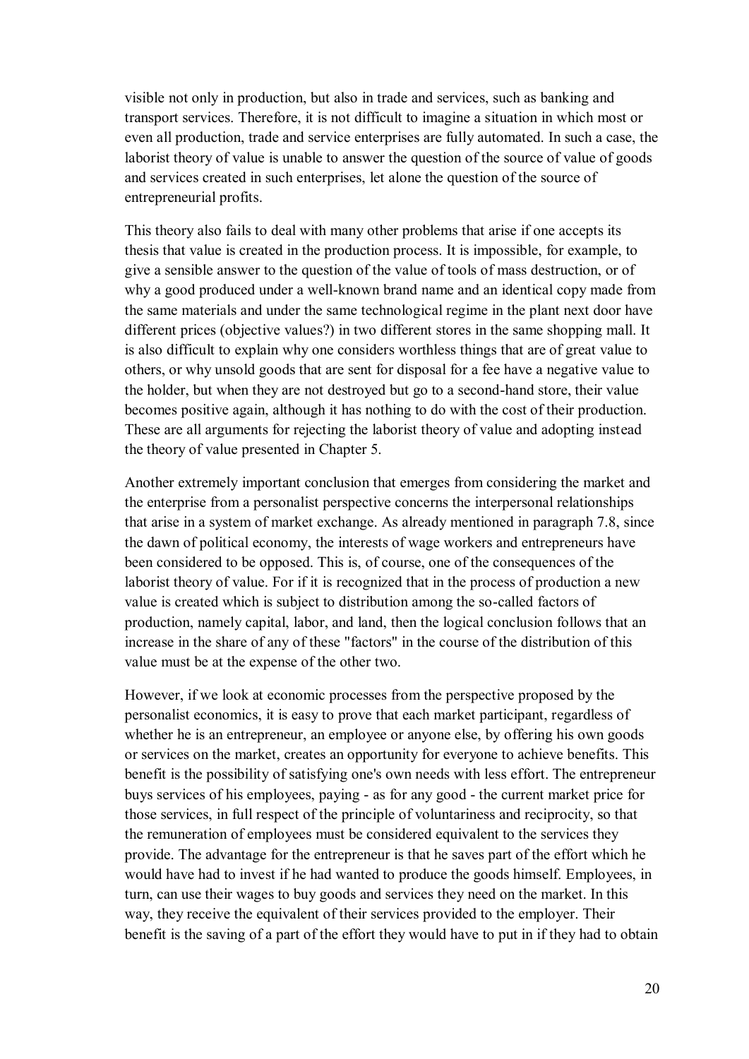visible not only in production, but also in trade and services, such as banking and transport services. Therefore, it is not difficult to imagine a situation in which most or even all production, trade and service enterprises are fully automated. In such a case, the laborist theory of value is unable to answer the question of the source of value of goods and services created in such enterprises, let alone the question of the source of entrepreneurial profits.

This theory also fails to deal with many other problems that arise if one accepts its thesis that value is created in the production process. It is impossible, for example, to give a sensible answer to the question of the value of tools of mass destruction, or of why a good produced under a well-known brand name and an identical copy made from the same materials and under the same technological regime in the plant next door have different prices (objective values?) in two different stores in the same shopping mall. It is also difficult to explain why one considers worthless things that are of great value to others, or why unsold goods that are sent for disposal for a fee have a negative value to the holder, but when they are not destroyed but go to a second-hand store, their value becomes positive again, although it has nothing to do with the cost of their production. These are all arguments for rejecting the laborist theory of value and adopting instead the theory of value presented in Chapter 5.

Another extremely important conclusion that emerges from considering the market and the enterprise from a personalist perspective concerns the interpersonal relationships that arise in a system of market exchange. As already mentioned in paragraph 7.8, since the dawn of political economy, the interests of wage workers and entrepreneurs have been considered to be opposed. This is, of course, one of the consequences of the laborist theory of value. For if it is recognized that in the process of production a new value is created which is subject to distribution among the so-called factors of production, namely capital, labor, and land, then the logical conclusion follows that an increase in the share of any of these "factors" in the course of the distribution of this value must be at the expense of the other two.

However, if we look at economic processes from the perspective proposed by the personalist economics, it is easy to prove that each market participant, regardless of whether he is an entrepreneur, an employee or anyone else, by offering his own goods or services on the market, creates an opportunity for everyone to achieve benefits. This benefit is the possibility of satisfying one's own needs with less effort. The entrepreneur buys services of his employees, paying - as for any good - the current market price for those services, in full respect of the principle of voluntariness and reciprocity, so that the remuneration of employees must be considered equivalent to the services they provide. The advantage for the entrepreneur is that he saves part of the effort which he would have had to invest if he had wanted to produce the goods himself. Employees, in turn, can use their wages to buy goods and services they need on the market. In this way, they receive the equivalent of their services provided to the employer. Their benefit is the saving of a part of the effort they would have to put in if they had to obtain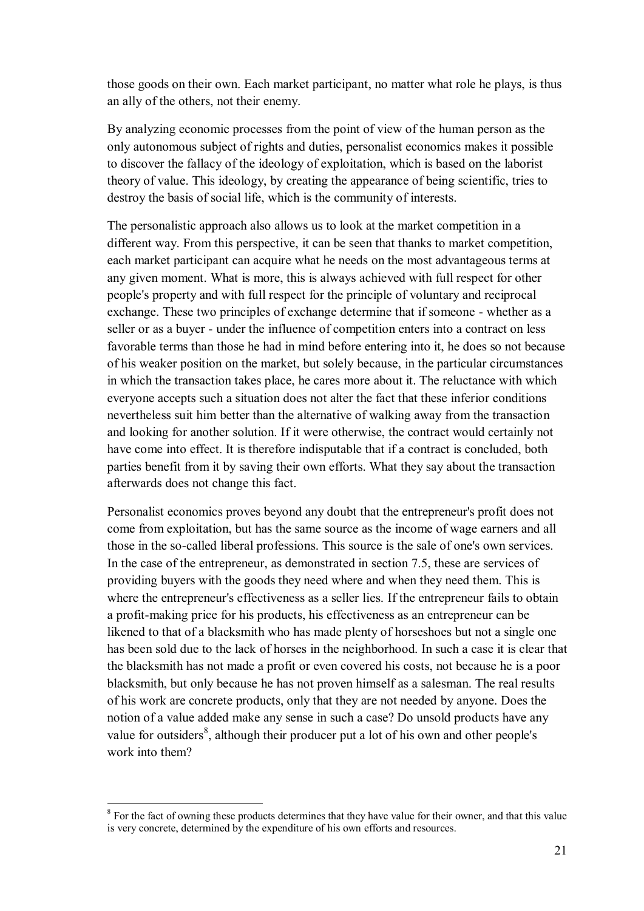those goods on their own. Each market participant, no matter what role he plays, is thus an ally of the others, not their enemy.

By analyzing economic processes from the point of view of the human person as the only autonomous subject of rights and duties, personalist economics makes it possible to discover the fallacy of the ideology of exploitation, which is based on the laborist theory of value. This ideology, by creating the appearance of being scientific, tries to destroy the basis of social life, which is the community of interests.

The personalistic approach also allows us to look at the market competition in a different way. From this perspective, it can be seen that thanks to market competition, each market participant can acquire what he needs on the most advantageous terms at any given moment. What is more, this is always achieved with full respect for other people's property and with full respect for the principle of voluntary and reciprocal exchange. These two principles of exchange determine that if someone - whether as a seller or as a buyer - under the influence of competition enters into a contract on less favorable terms than those he had in mind before entering into it, he does so not because of his weaker position on the market, but solely because, in the particular circumstances in which the transaction takes place, he cares more about it. The reluctance with which everyone accepts such a situation does not alter the fact that these inferior conditions nevertheless suit him better than the alternative of walking away from the transaction and looking for another solution. If it were otherwise, the contract would certainly not have come into effect. It is therefore indisputable that if a contract is concluded, both parties benefit from it by saving their own efforts. What they say about the transaction afterwards does not change this fact.

Personalist economics proves beyond any doubt that the entrepreneur's profit does not come from exploitation, but has the same source as the income of wage earners and all those in the so-called liberal professions. This source is the sale of one's own services. In the case of the entrepreneur, as demonstrated in section 7.5, these are services of providing buyers with the goods they need where and when they need them. This is where the entrepreneur's effectiveness as a seller lies. If the entrepreneur fails to obtain a profit-making price for his products, his effectiveness as an entrepreneur can be likened to that of a blacksmith who has made plenty of horseshoes but not a single one has been sold due to the lack of horses in the neighborhood. In such a case it is clear that the blacksmith has not made a profit or even covered his costs, not because he is a poor blacksmith, but only because he has not proven himself as a salesman. The real results of his work are concrete products, only that they are not needed by anyone. Does the notion of a value added make any sense in such a case? Do unsold products have any value for outsiders[8], although their producer put a lot of his own and other people's work into them?

---

[8] For the fact of owning these products determines that they have value for their owner, and that this value is very concrete, determined by the expenditure of his own efforts and resources.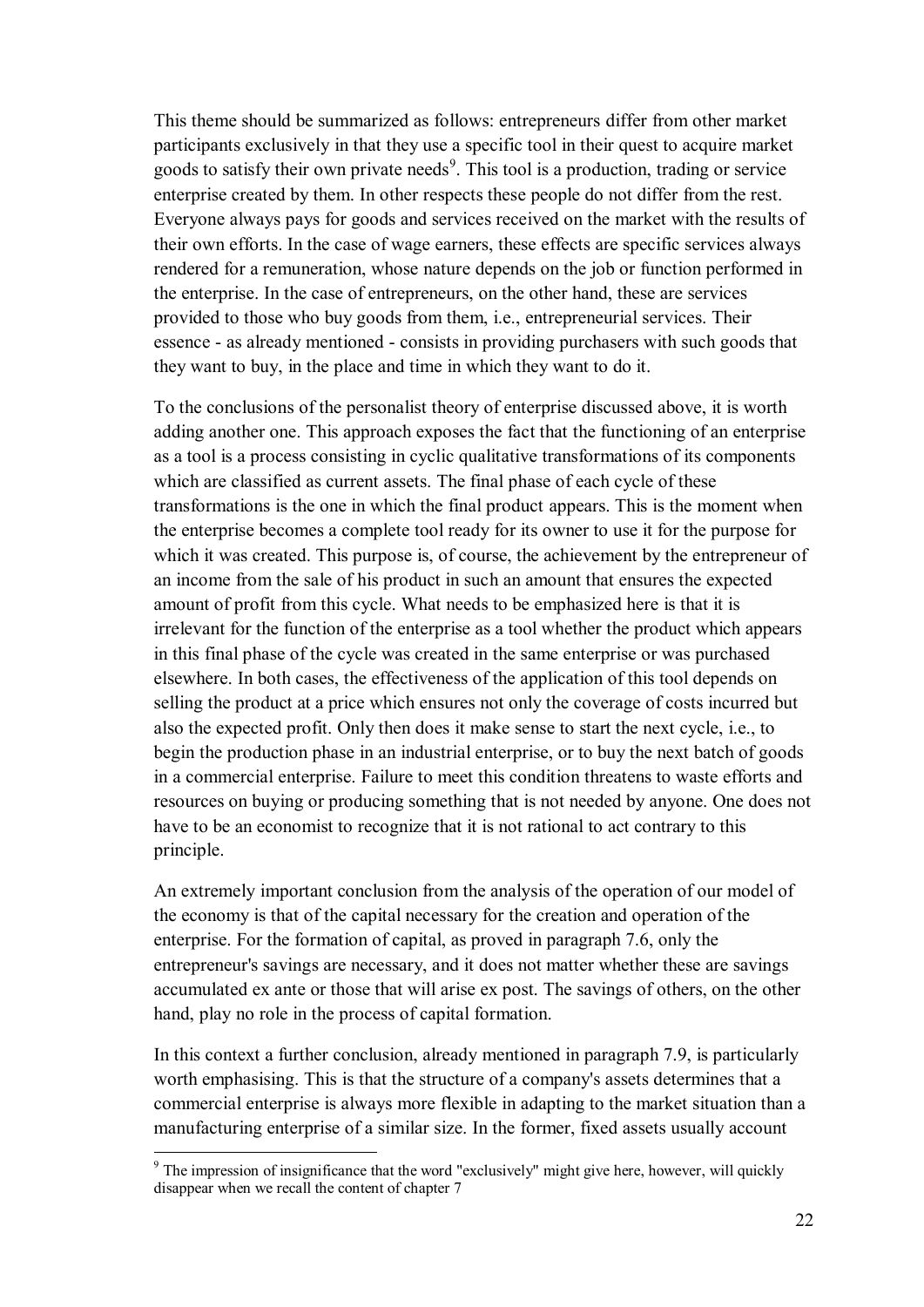This theme should be summarized as follows: entrepreneurs differ from other market participants exclusively in that they use a specific tool in their quest to acquire market goods to satisfy their own private needs[9]. This tool is a production, trading or service enterprise created by them. In other respects these people do not differ from the rest. Everyone always pays for goods and services received on the market with the results of their own efforts. In the case of wage earners, these effects are specific services always rendered for a remuneration, whose nature depends on the job or function performed in the enterprise. In the case of entrepreneurs, on the other hand, these are services provided to those who buy goods from them, i.e., entrepreneurial services. Their essence - as already mentioned - consists in providing purchasers with such goods that they want to buy, in the place and time in which they want to do it.

To the conclusions of the personalist theory of enterprise discussed above, it is worth adding another one. This approach exposes the fact that the functioning of an enterprise as a tool is a process consisting in cyclic qualitative transformations of its components which are classified as current assets. The final phase of each cycle of these transformations is the one in which the final product appears. This is the moment when the enterprise becomes a complete tool ready for its owner to use it for the purpose for which it was created. This purpose is, of course, the achievement by the entrepreneur of an income from the sale of his product in such an amount that ensures the expected amount of profit from this cycle. What needs to be emphasized here is that it is irrelevant for the function of the enterprise as a tool whether the product which appears in this final phase of the cycle was created in the same enterprise or was purchased elsewhere. In both cases, the effectiveness of the application of this tool depends on selling the product at a price which ensures not only the coverage of costs incurred but also the expected profit. Only then does it make sense to start the next cycle, i.e., to begin the production phase in an industrial enterprise, or to buy the next batch of goods in a commercial enterprise. Failure to meet this condition threatens to waste efforts and resources on buying or producing something that is not needed by anyone. One does not have to be an economist to recognize that it is not rational to act contrary to this principle.

An extremely important conclusion from the analysis of the operation of our model of the economy is that of the capital necessary for the creation and operation of the enterprise. For the formation of capital, as proved in paragraph 7.6, only the entrepreneur's savings are necessary, and it does not matter whether these are savings accumulated ex ante or those that will arise ex post. The savings of others, on the other hand, play no role in the process of capital formation.

In this context a further conclusion, already mentioned in paragraph 7.9, is particularly worth emphasising. This is that the structure of a company's assets determines that a commercial enterprise is always more flexible in adapting to the market situation than a manufacturing enterprise of a similar size. In the former, fixed assets usually account

[9] The impression of insignificance that the word "exclusively" might give here, however, will quickly disappear when we recall the content of chapter 7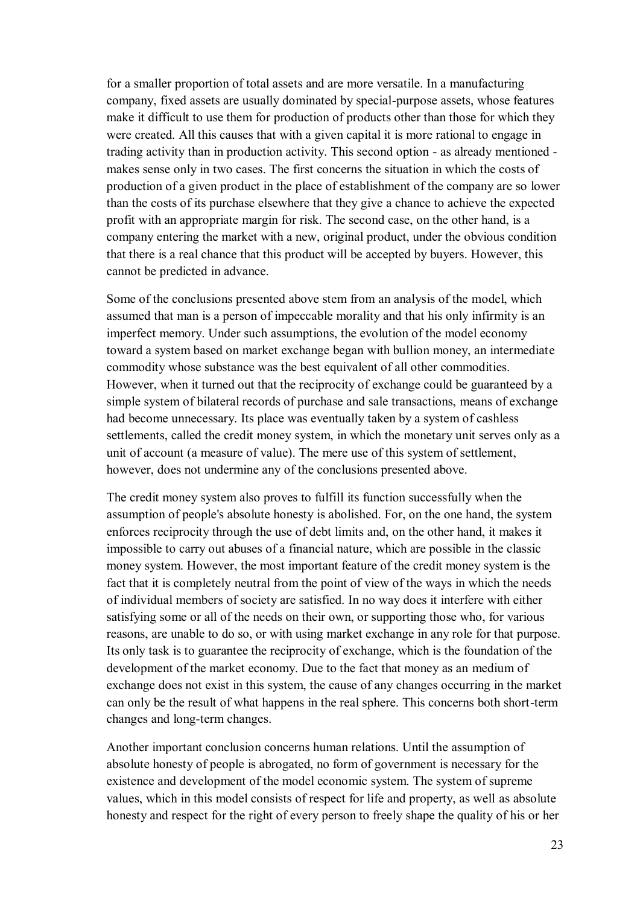for a smaller proportion of total assets and are more versatile. In a manufacturing company, fixed assets are usually dominated by special-purpose assets, whose features make it difficult to use them for production of products other than those for which they were created. All this causes that with a given capital it is more rational to engage in trading activity than in production activity. This second option - as already mentioned - makes sense only in two cases. The first concerns the situation in which the costs of production of a given product in the place of establishment of the company are so lower than the costs of its purchase elsewhere that they give a chance to achieve the expected profit with an appropriate margin for risk. The second case, on the other hand, is a company entering the market with a new, original product, under the obvious condition that there is a real chance that this product will be accepted by buyers. However, this cannot be predicted in advance.

Some of the conclusions presented above stem from an analysis of the model, which assumed that man is a person of impeccable morality and that his only infirmity is an imperfect memory. Under such assumptions, the evolution of the model economy toward a system based on market exchange began with bullion money, an intermediate commodity whose substance was the best equivalent of all other commodities. However, when it turned out that the reciprocity of exchange could be guaranteed by a simple system of bilateral records of purchase and sale transactions, means of exchange had become unnecessary. Its place was eventually taken by a system of cashless settlements, called the credit money system, in which the monetary unit serves only as a unit of account (a measure of value). The mere use of this system of settlement, however, does not undermine any of the conclusions presented above.

The credit money system also proves to fulfill its function successfully when the assumption of people's absolute honesty is abolished. For, on the one hand, the system enforces reciprocity through the use of debt limits and, on the other hand, it makes it impossible to carry out abuses of a financial nature, which are possible in the classic money system. However, the most important feature of the credit money system is the fact that it is completely neutral from the point of view of the ways in which the needs of individual members of society are satisfied. In no way does it interfere with either satisfying some or all of the needs on their own, or supporting those who, for various reasons, are unable to do so, or with using market exchange in any role for that purpose. Its only task is to guarantee the reciprocity of exchange, which is the foundation of the development of the market economy. Due to the fact that money as an medium of exchange does not exist in this system, the cause of any changes occurring in the market can only be the result of what happens in the real sphere. This concerns both short-term changes and long-term changes.

Another important conclusion concerns human relations. Until the assumption of absolute honesty of people is abrogated, no form of government is necessary for the existence and development of the model economic system. The system of supreme values, which in this model consists of respect for life and property, as well as absolute honesty and respect for the right of every person to freely shape the quality of his or her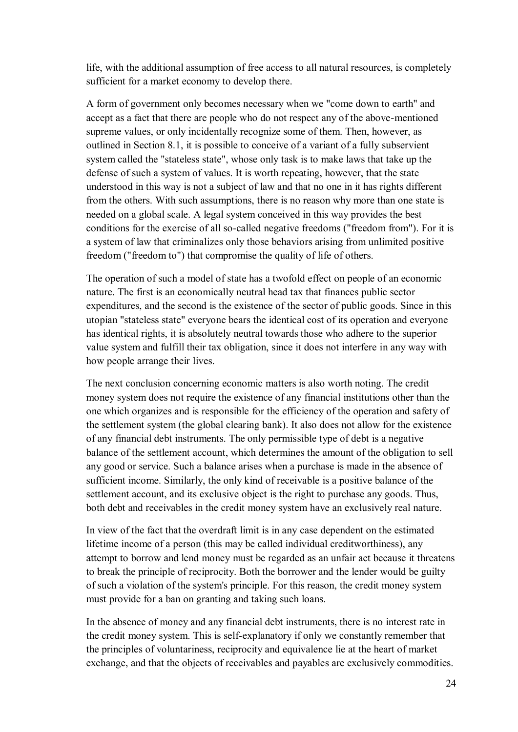life, with the additional assumption of free access to all natural resources, is completely sufficient for a market economy to develop there.

A form of government only becomes necessary when we "come down to earth" and accept as a fact that there are people who do not respect any of the above-mentioned supreme values, or only incidentally recognize some of them. Then, however, as outlined in Section 8.1, it is possible to conceive of a variant of a fully subservient system called the "stateless state", whose only task is to make laws that take up the defense of such a system of values. It is worth repeating, however, that the state understood in this way is not a subject of law and that no one in it has rights different from the others. With such assumptions, there is no reason why more than one state is needed on a global scale. A legal system conceived in this way provides the best conditions for the exercise of all so-called negative freedoms ("freedom from"). For it is a system of law that criminalizes only those behaviors arising from unlimited positive freedom ("freedom to") that compromise the quality of life of others.

The operation of such a model of state has a twofold effect on people of an economic nature. The first is an economically neutral head tax that finances public sector expenditures, and the second is the existence of the sector of public goods. Since in this utopian "stateless state" everyone bears the identical cost of its operation and everyone has identical rights, it is absolutely neutral towards those who adhere to the superior value system and fulfill their tax obligation, since it does not interfere in any way with how people arrange their lives.

The next conclusion concerning economic matters is also worth noting. The credit money system does not require the existence of any financial institutions other than the one which organizes and is responsible for the efficiency of the operation and safety of the settlement system (the global clearing bank). It also does not allow for the existence of any financial debt instruments. The only permissible type of debt is a negative balance of the settlement account, which determines the amount of the obligation to sell any good or service. Such a balance arises when a purchase is made in the absence of sufficient income. Similarly, the only kind of receivable is a positive balance of the settlement account, and its exclusive object is the right to purchase any goods. Thus, both debt and receivables in the credit money system have an exclusively real nature.

In view of the fact that the overdraft limit is in any case dependent on the estimated lifetime income of a person (this may be called individual creditworthiness), any attempt to borrow and lend money must be regarded as an unfair act because it threatens to break the principle of reciprocity. Both the borrower and the lender would be guilty of such a violation of the system's principle. For this reason, the credit money system must provide for a ban on granting and taking such loans.

In the absence of money and any financial debt instruments, there is no interest rate in the credit money system. This is self-explanatory if only we constantly remember that the principles of voluntariness, reciprocity and equivalence lie at the heart of market exchange, and that the objects of receivables and payables are exclusively commodities.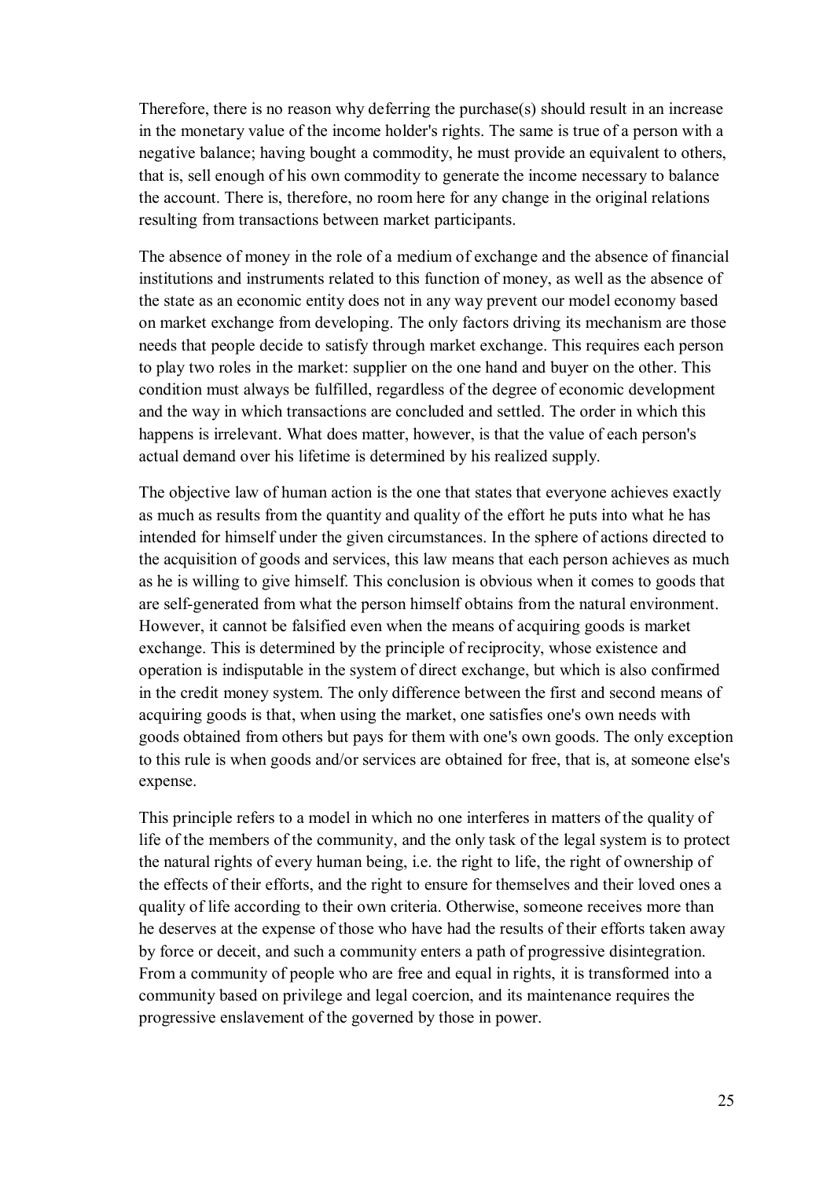Therefore, there is no reason why deferring the purchase(s) should result in an increase in the monetary value of the income holder's rights. The same is true of a person with a negative balance; having bought a commodity, he must provide an equivalent to others, that is, sell enough of his own commodity to generate the income necessary to balance the account. There is, therefore, no room here for any change in the original relations resulting from transactions between market participants.

The absence of money in the role of a medium of exchange and the absence of financial institutions and instruments related to this function of money, as well as the absence of the state as an economic entity does not in any way prevent our model economy based on market exchange from developing. The only factors driving its mechanism are those needs that people decide to satisfy through market exchange. This requires each person to play two roles in the market: supplier on the one hand and buyer on the other. This condition must always be fulfilled, regardless of the degree of economic development and the way in which transactions are concluded and settled. The order in which this happens is irrelevant. What does matter, however, is that the value of each person's actual demand over his lifetime is determined by his realized supply.

The objective law of human action is the one that states that everyone achieves exactly as much as results from the quantity and quality of the effort he puts into what he has intended for himself under the given circumstances. In the sphere of actions directed to the acquisition of goods and services, this law means that each person achieves as much as he is willing to give himself. This conclusion is obvious when it comes to goods that are self-generated from what the person himself obtains from the natural environment. However, it cannot be falsified even when the means of acquiring goods is market exchange. This is determined by the principle of reciprocity, whose existence and operation is indisputable in the system of direct exchange, but which is also confirmed in the credit money system. The only difference between the first and second means of acquiring goods is that, when using the market, one satisfies one's own needs with goods obtained from others but pays for them with one's own goods. The only exception to this rule is when goods and/or services are obtained for free, that is, at someone else's expense.

This principle refers to a model in which no one interferes in matters of the quality of life of the members of the community, and the only task of the legal system is to protect the natural rights of every human being, i.e. the right to life, the right of ownership of the effects of their efforts, and the right to ensure for themselves and their loved ones a quality of life according to their own criteria. Otherwise, someone receives more than he deserves at the expense of those who have had the results of their efforts taken away by force or deceit, and such a community enters a path of progressive disintegration. From a community of people who are free and equal in rights, it is transformed into a community based on privilege and legal coercion, and its maintenance requires the progressive enslavement of the governed by those in power.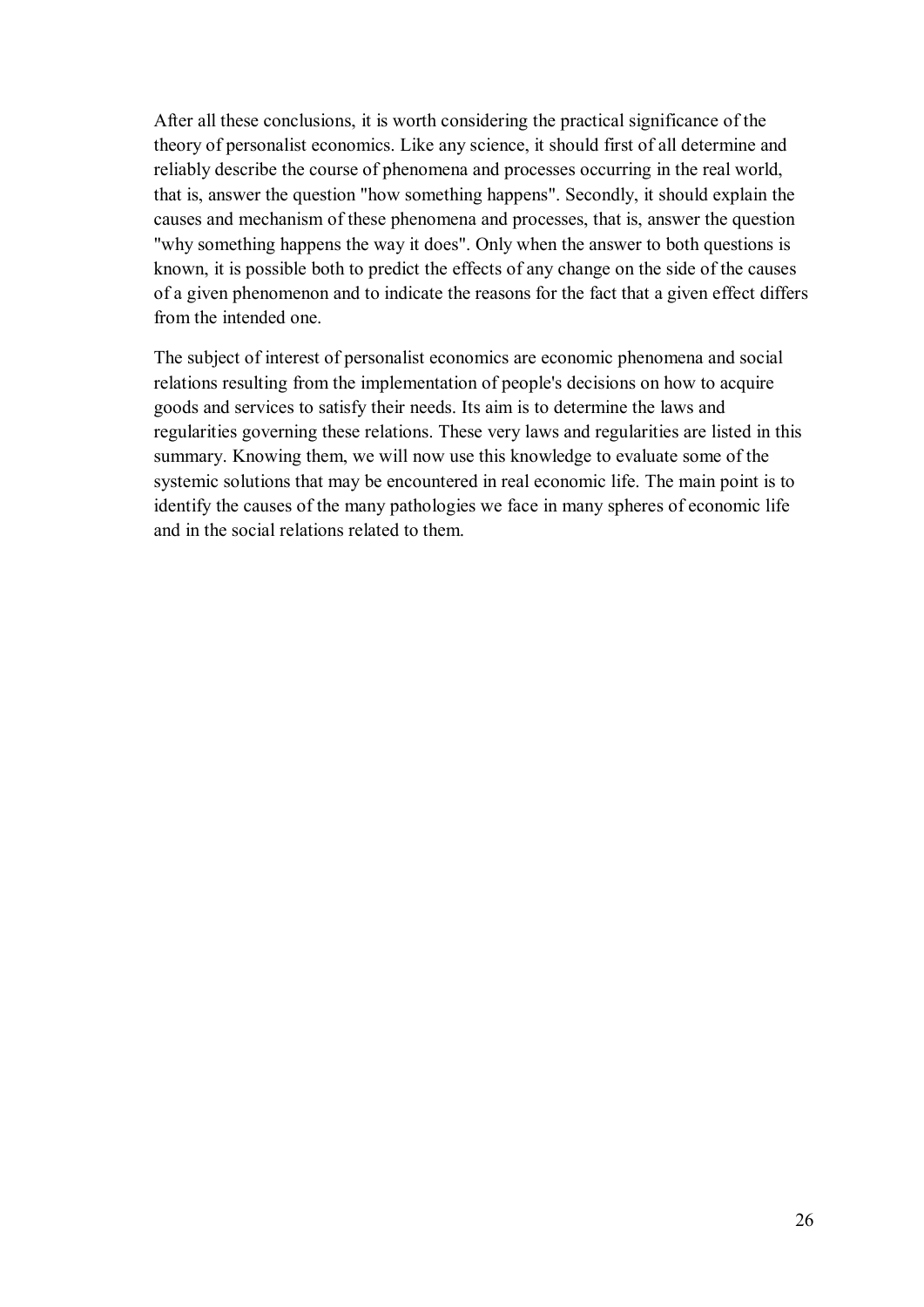After all these conclusions, it is worth considering the practical significance of the theory of personalist economics. Like any science, it should first of all determine and reliably describe the course of phenomena and processes occurring in the real world, that is, answer the question "how something happens". Secondly, it should explain the causes and mechanism of these phenomena and processes, that is, answer the question "why something happens the way it does". Only when the answer to both questions is known, it is possible both to predict the effects of any change on the side of the causes of a given phenomenon and to indicate the reasons for the fact that a given effect differs from the intended one.

The subject of interest of personalist economics are economic phenomena and social relations resulting from the implementation of people's decisions on how to acquire goods and services to satisfy their needs. Its aim is to determine the laws and regularities governing these relations. These very laws and regularities are listed in this summary. Knowing them, we will now use this knowledge to evaluate some of the systemic solutions that may be encountered in real economic life. The main point is to identify the causes of the many pathologies we face in many spheres of economic life and in the social relations related to them.